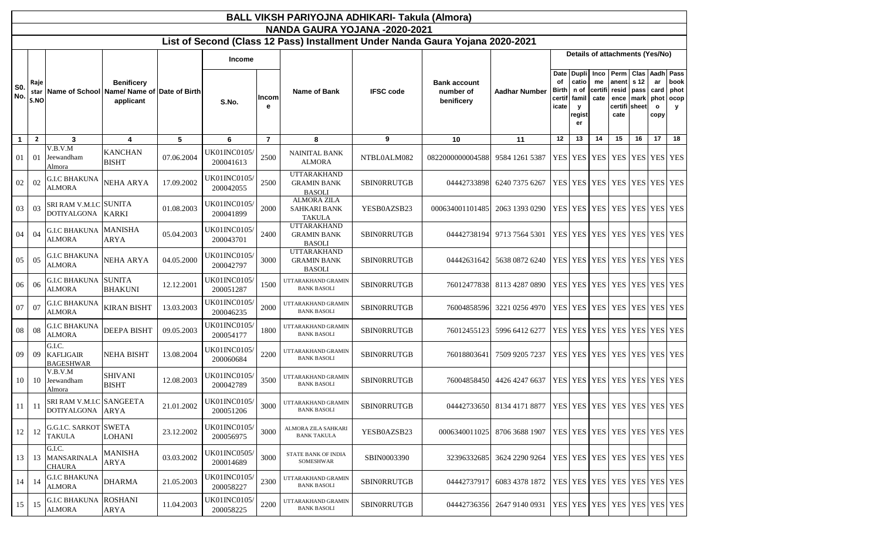# BALL VIKSH PARIYOJNA ADHIKARI- Takula (Almora)

## NANDA GAURA YOJANA -2020-2021

### List of Second (Class 12 Pass) Installment Under Nanda Gaura Yojana 2020-2021

| S0. No. | Rajestar S.NO | Name of School | Benificery Name/ Name of applicant | Date of Birth | Income S.No. | Income | Name of Bank | IFSC code | Bank account number of benificery | Aadhar Number | Date of Birth certificate | Duplication of family register | Income certificate | Permanent residence certificate | Class 12 pass mark sheet | Aadhar card photo copy | Pass book photocopy |
|---|---|---|---|---|---|---|---|---|---|---|---|---|---|---|---|---|---|
| 1 | 2 | 3 | 4 | 5 | 6 | 7 | 8 | 9 | 10 | 11 | 12 | 13 | 14 | 15 | 16 | 17 | 18 |
| 01 | 01 | V.B.V.M Jeewandham Almora | KANCHAN BISHT | 07.06.2004 | UK01INC0105/200041613 | 2500 | NAINITAL BANK ALMORA | NTBL0ALM082 | 0822000000004588 | 9584 1261 5387 | YES | YES | YES | YES | YES | YES | YES |
| 02 | 02 | G.I.C BHAKUNA ALMORA | NEHA ARYA | 17.09.2002 | UK01INC0105/200042055 | 2500 | UTTARAKHAND GRAMIN BANK BASOLI | SBIN0RRUTGB | 04442733898 | 6240 7375 6267 | YES | YES | YES | YES | YES | YES | YES |
| 03 | 03 | SRI RAM V.M.I.C DOTIYALGONA | SUNITA KARKI | 01.08.2003 | UK01INC0105/200041899 | 2000 | ALMORA ZILA SAHKARI BANK TAKULA | YESB0AZSB23 | 000634001101485 | 2063 1393 0290 | YES | YES | YES | YES | YES | YES | YES |
| 04 | 04 | G.I.C BHAKUNA ALMORA | MANISHA ARYA | 05.04.2003 | UK01INC0105/200043701 | 2400 | UTTARAKHAND GRAMIN BANK BASOLI | SBIN0RRUTGB | 04442738194 | 9713 7564 5301 | YES | YES | YES | YES | YES | YES | YES |
| 05 | 05 | G.I.C BHAKUNA ALMORA | NEHA ARYA | 04.05.2000 | UK01INC0105/200042797 | 3000 | UTTARAKHAND GRAMIN BANK BASOLI | SBIN0RRUTGB | 04442631642 | 5638 0872 6240 | YES | YES | YES | YES | YES | YES | YES |
| 06 | 06 | G.I.C BHAKUNA ALMORA | SUNITA BHAKUNI | 12.12.2001 | UK01INC0105/200051287 | 1500 | UTTARAKHAND GRAMIN BANK BASOLI | SBIN0RRUTGB | 76012477838 | 8113 4287 0890 | YES | YES | YES | YES | YES | YES | YES |
| 07 | 07 | G.I.C BHAKUNA ALMORA | KIRAN BISHT | 13.03.2003 | UK01INC0105/200046235 | 2000 | UTTARAKHAND GRAMIN BANK BASOLI | SBIN0RRUTGB | 76004858596 | 3221 0256 4970 | YES | YES | YES | YES | YES | YES | YES |
| 08 | 08 | G.I.C BHAKUNA ALMORA | DEEPA BISHT | 09.05.2003 | UK01INC0105/200054177 | 1800 | UTTARAKHAND GRAMIN BANK BASOLI | SBIN0RRUTGB | 76012455123 | 5996 6412 6277 | YES | YES | YES | YES | YES | YES | YES |
| 09 | 09 | G.I.C. KAFLIGAIR BAGESHWAR | NEHA BISHT | 13.08.2004 | UK01INC0105/200060684 | 2200 | UTTARAKHAND GRAMIN BANK BASOLI | SBIN0RRUTGB | 76018803641 | 7509 9205 7237 | YES | YES | YES | YES | YES | YES | YES |
| 10 | 10 | V.B.V.M Jeewandham Almora | SHIVANI BISHT | 12.08.2003 | UK01INC0105/200042789 | 3500 | UTTARAKHAND GRAMIN BANK BASOLI | SBIN0RRUTGB | 76004858450 | 4426 4247 6637 | YES | YES | YES | YES | YES | YES | YES |
| 11 | 11 | SRI RAM V.M.I.C DOTIYALGONA | SANGEETA ARYA | 21.01.2002 | UK01INC0105/200051206 | 3000 | UTTARAKHAND GRAMIN BANK BASOLI | SBIN0RRUTGB | 04442733650 | 8134 4171 8877 | YES | YES | YES | YES | YES | YES | YES |
| 12 | 12 | G.G.I.C. SARKOT TAKULA | SWETA LOHANI | 23.12.2002 | UK01INC0105/200056975 | 3000 | ALMORA ZILA SAHKARI BANK TAKULA | YESB0AZSB23 | 0006340011025 | 8706 3688 1907 | YES | YES | YES | YES | YES | YES | YES |
| 13 | 13 | G.I.C. MANSARINALA CHAURA | MANISHA ARYA | 03.03.2002 | UK01INC0505/200014689 | 3000 | STATE BANK OF INDIA SOMESHWAR | SBIN0003390 | 32396332685 | 3624 2290 9264 | YES | YES | YES | YES | YES | YES | YES |
| 14 | 14 | G.I.C BHAKUNA ALMORA | DHARMA | 21.05.2003 | UK01INC0105/200058227 | 2300 | UTTARAKHAND GRAMIN BANK BASOLI | SBIN0RRUTGB | 04442737917 | 6083 4378 1872 | YES | YES | YES | YES | YES | YES | YES |
| 15 | 15 | G.I.C BHAKUNA ALMORA | ROSHANI ARYA | 11.04.2003 | UK01INC0105/200058225 | 2200 | UTTARAKHAND GRAMIN BANK BASOLI | SBIN0RRUTGB | 04442736356 | 2647 9140 0931 | YES | YES | YES | YES | YES | YES | YES |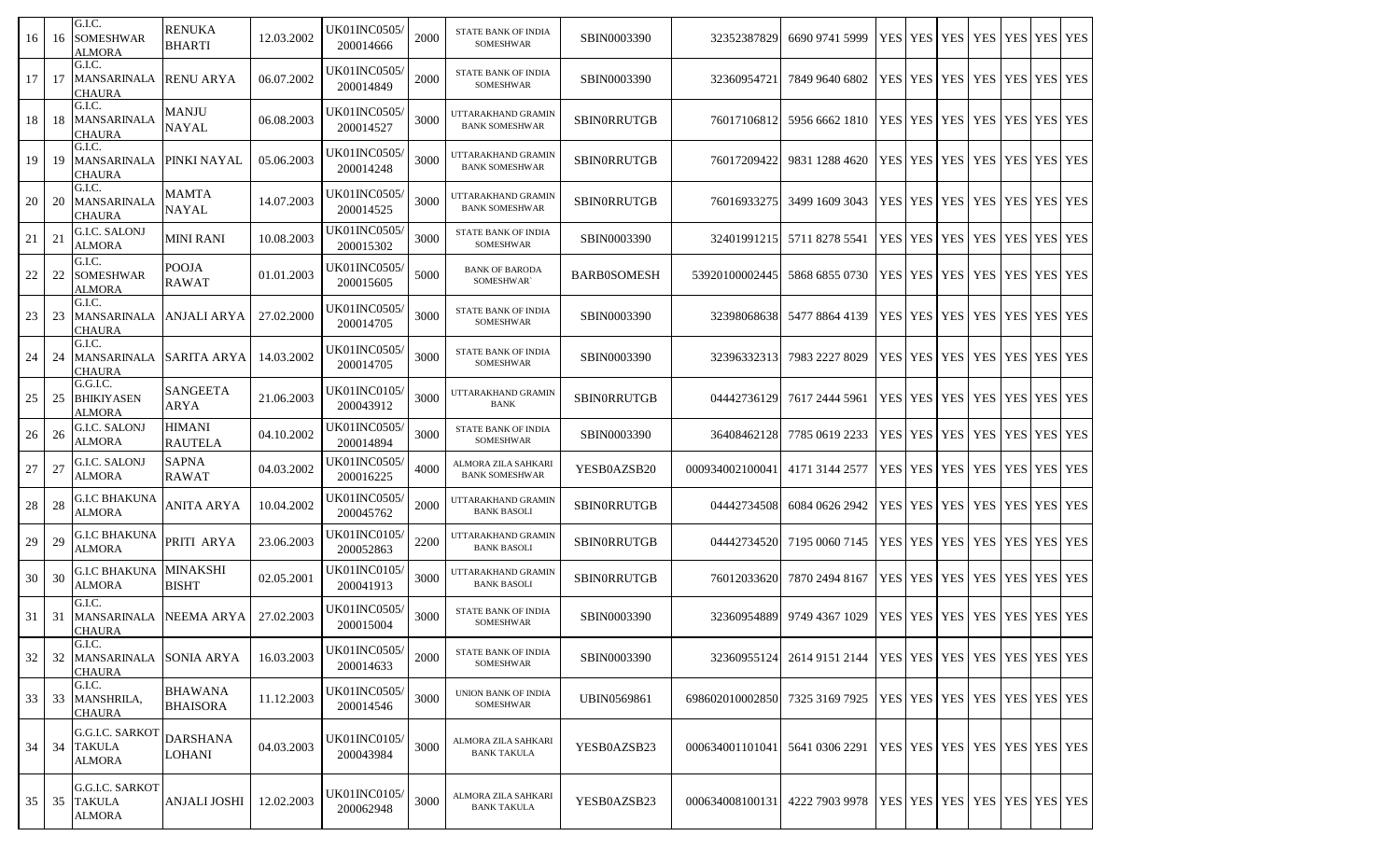| | | | | | | | | | | | | | | | | | | |
|---|---|---|---|---|---|---|---|---|---|---|---|---|---|---|---|---|---|---|
| 16 | 16 | G.I.C. SOMESHWAR ALMORA | RENUKA BHARTI | 12.03.2002 | UK01INC0505/ 200014666 | 2000 | STATE BANK OF INDIA SOMESHWAR | SBIN0003390 | 32352387829 | 6690 9741 5999 | YES | YES | YES | YES | YES | YES | YES |
| 17 | 17 | G.I.C. MANSARINALA CHAURA | RENU ARYA | 06.07.2002 | UK01INC0505/ 200014849 | 2000 | STATE BANK OF INDIA SOMESHWAR | SBIN0003390 | 32360954721 | 7849 9640 6802 | YES | YES | YES | YES | YES | YES | YES |
| 18 | 18 | G.I.C. MANSARINALA CHAURA | MANJU NAYAL | 06.08.2003 | UK01INC0505/ 200014527 | 3000 | UTTARAKHAND GRAMIN BANK SOMESHWAR | SBIN0RRUTGB | 76017106812 | 5956 6662 1810 | YES | YES | YES | YES | YES | YES | YES |
| 19 | 19 | G.I.C. MANSARINALA CHAURA | PINKI NAYAL | 05.06.2003 | UK01INC0505/ 200014248 | 3000 | UTTARAKHAND GRAMIN BANK SOMESHWAR | SBIN0RRUTGB | 76017209422 | 9831 1288 4620 | YES | YES | YES | YES | YES | YES | YES |
| 20 | 20 | G.I.C. MANSARINALA CHAURA | MAMTA NAYAL | 14.07.2003 | UK01INC0505/ 200014525 | 3000 | UTTARAKHAND GRAMIN BANK SOMESHWAR | SBIN0RRUTGB | 76016933275 | 3499 1609 3043 | YES | YES | YES | YES | YES | YES | YES |
| 21 | 21 | G.I.C. SALONJ ALMORA | MINI RANI | 10.08.2003 | UK01INC0505/ 200015302 | 3000 | STATE BANK OF INDIA SOMESHWAR | SBIN0003390 | 32401991215 | 5711 8278 5541 | YES | YES | YES | YES | YES | YES | YES |
| 22 | 22 | G.I.C. SOMESHWAR ALMORA | POOJA RAWAT | 01.01.2003 | UK01INC0505/ 200015605 | 5000 | BANK OF BARODA SOMESHWAR` | BARB0SOMESH | 53920100002445 | 5868 6855 0730 | YES | YES | YES | YES | YES | YES | YES |
| 23 | 23 | G.I.C. MANSARINALA CHAURA | ANJALI ARYA | 27.02.2000 | UK01INC0505/ 200014705 | 3000 | STATE BANK OF INDIA SOMESHWAR | SBIN0003390 | 32398068638 | 5477 8864 4139 | YES | YES | YES | YES | YES | YES | YES |
| 24 | 24 | G.I.C. MANSARINALA CHAURA | SARITA ARYA | 14.03.2002 | UK01INC0505/ 200014705 | 3000 | STATE BANK OF INDIA SOMESHWAR | SBIN0003390 | 32396332313 | 7983 2227 8029 | YES | YES | YES | YES | YES | YES | YES |
| 25 | 25 | G.G.I.C. BHIKIYASEN ALMORA | SANGEETA ARYA | 21.06.2003 | UK01INC0105/ 200043912 | 3000 | UTTARAKHAND GRAMIN BANK | SBIN0RRUTGB | 04442736129 | 7617 2444 5961 | YES | YES | YES | YES | YES | YES | YES |
| 26 | 26 | G.I.C. SALONJ ALMORA | HIMANI RAUTELA | 04.10.2002 | UK01INC0505/ 200014894 | 3000 | STATE BANK OF INDIA SOMESHWAR | SBIN0003390 | 36408462128 | 7785 0619 2233 | YES | YES | YES | YES | YES | YES | YES |
| 27 | 27 | G.I.C. SALONJ ALMORA | SAPNA RAWAT | 04.03.2002 | UK01INC0505/ 200016225 | 4000 | ALMORA ZILA SAHKARI BANK SOMESHWAR | YESB0AZSB20 | 000934002100041 | 4171 3144 2577 | YES | YES | YES | YES | YES | YES | YES |
| 28 | 28 | G.I.C BHAKUNA ALMORA | ANITA ARYA | 10.04.2002 | UK01INC0505/ 200045762 | 2000 | UTTARAKHAND GRAMIN BANK BASOLI | SBIN0RRUTGB | 04442734508 | 6084 0626 2942 | YES | YES | YES | YES | YES | YES | YES |
| 29 | 29 | G.I.C BHAKUNA ALMORA | PRITI ARYA | 23.06.2003 | UK01INC0105/ 200052863 | 2200 | UTTARAKHAND GRAMIN BANK BASOLI | SBIN0RRUTGB | 04442734520 | 7195 0060 7145 | YES | YES | YES | YES | YES | YES | YES |
| 30 | 30 | G.I.C BHAKUNA ALMORA | MINAKSHI BISHT | 02.05.2001 | UK01INC0105/ 200041913 | 3000 | UTTARAKHAND GRAMIN BANK BASOLI | SBIN0RRUTGB | 76012033620 | 7870 2494 8167 | YES | YES | YES | YES | YES | YES | YES |
| 31 | 31 | G.I.C. MANSARINALA CHAURA | NEEMA ARYA | 27.02.2003 | UK01INC0505/ 200015004 | 3000 | STATE BANK OF INDIA SOMESHWAR | SBIN0003390 | 32360954889 | 9749 4367 1029 | YES | YES | YES | YES | YES | YES | YES |
| 32 | 32 | G.I.C. MANSARINALA CHAURA | SONIA ARYA | 16.03.2003 | UK01INC0505/ 200014633 | 2000 | STATE BANK OF INDIA SOMESHWAR | SBIN0003390 | 32360955124 | 2614 9151 2144 | YES | YES | YES | YES | YES | YES | YES |
| 33 | 33 | G.I.C. MANSHRILA, CHAURA | BHAWANA BHAISORA | 11.12.2003 | UK01INC0505/ 200014546 | 3000 | UNION BANK OF INDIA SOMESHWAR | UBIN0569861 | 698602010002850 | 7325 3169 7925 | YES | YES | YES | YES | YES | YES | YES |
| 34 | 34 | G.G.I.C. SARKOT TAKULA ALMORA | DARSHANA LOHANI | 04.03.2003 | UK01INC0105/ 200043984 | 3000 | ALMORA ZILA SAHKARI BANK TAKULA | YESB0AZSB23 | 000634001101041 | 5641 0306 2291 | YES | YES | YES | YES | YES | YES | YES |
| 35 | 35 | G.G.I.C. SARKOT TAKULA ALMORA | ANJALI JOSHI | 12.02.2003 | UK01INC0105/ 200062948 | 3000 | ALMORA ZILA SAHKARI BANK TAKULA | YESB0AZSB23 | 000634008100131 | 4222 7903 9978 | YES | YES | YES | YES | YES | YES | YES |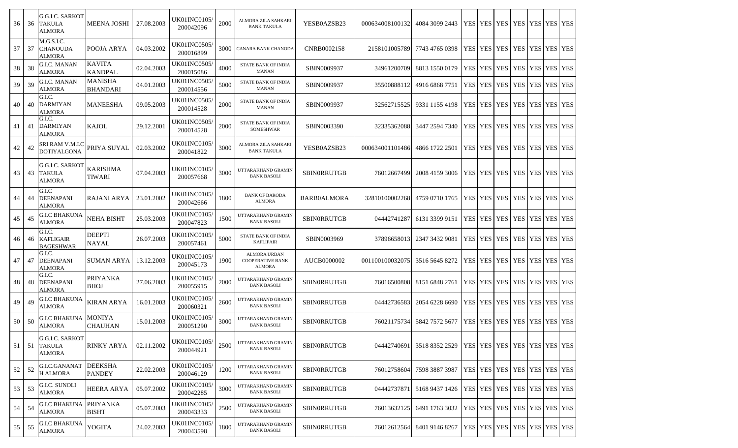| | | | | | | | | | | | | | | | | | |
|---|---|---|---|---|---|---|---|---|---|---|---|---|---|---|---|---|---|
| 36 | 36 | G.G.I.C. SARKOT TAKULA ALMORA | MEENA JOSHI | 27.08.2003 | UK01INC0105/200042096 | 2000 | ALMORA ZILA SAHKARI BANK TAKULA | YESB0AZSB23 | 000634008100132 | 4084 3099 2443 | YES | YES | YES | YES | YES | YES | YES |
| 37 | 37 | M.G.S.I.C. CHANOUDA ALMORA | POOJA ARYA | 04.03.2002 | UK01INC0505/200016899 | 3000 | CANARA BANK CHANODA | CNRB0002158 | 2158101005789 | 7743 4765 0398 | YES | YES | YES | YES | YES | YES | YES |
| 38 | 38 | G.I.C. MANAN ALMORA | KAVITA KANDPAL | 02.04.2003 | UK01INC0505/200015086 | 4000 | STATE BANK OF INDIA MANAN | SBIN0009937 | 34961200709 | 8813 1550 0179 | YES | YES | YES | YES | YES | YES | YES |
| 39 | 39 | G.I.C. MANAN ALMORA | MANISHA BHANDARI | 04.01.2003 | UK01INC0505/200014556 | 5000 | STATE BANK OF INDIA MANAN | SBIN0009937 | 35500888112 | 4916 6868 7751 | YES | YES | YES | YES | YES | YES | YES |
| 40 | 40 | G.I.C. DARMIYAN ALMORA | MANEESHA | 09.05.2003 | UK01INC0505/200014528 | 2000 | STATE BANK OF INDIA MANAN | SBIN0009937 | 32562715525 | 9331 1155 4198 | YES | YES | YES | YES | YES | YES | YES |
| 41 | 41 | G.I.C. DARMIYAN ALMORA | KAJOL | 29.12.2001 | UK01INC0505/200014528 | 2000 | STATE BANK OF INDIA SOMESHWAR | SBIN0003390 | 32335362088 | 3447 2594 7340 | YES | YES | YES | YES | YES | YES | YES |
| 42 | 42 | SRI RAM V.M.I.C DOTIYALGONA | PRIYA SUYAL | 02.03.2002 | UK01INC0105/200041822 | 3000 | ALMORA ZILA SAHKARI BANK TAKULA | YESB0AZSB23 | 000634001101486 | 4866 1722 2501 | YES | YES | YES | YES | YES | YES | YES |
| 43 | 43 | G.G.I.C. SARKOT TAKULA ALMORA | KARISHMA TIWARI | 07.04.2003 | UK01INC0105/200057668 | 3000 | UTTARAKHAND GRAMIN BANK BASOLI | SBIN0RRUTGB | 76012667499 | 2008 4159 3006 | YES | YES | YES | YES | YES | YES | YES |
| 44 | 44 | G.I.C DEENAPANI ALMORA | RAJANI ARYA | 23.01.2002 | UK01INC0105/200042666 | 1800 | BANK OF BARODA ALMORA | BARB0ALMORA | 32810100002268 | 4759 0710 1765 | YES | YES | YES | YES | YES | YES | YES |
| 45 | 45 | G.I.C BHAKUNA ALMORA | NEHA BISHT | 25.03.2003 | UK01INC0105/200047823 | 1500 | UTTARAKHAND GRAMIN BANK BASOLI | SBIN0RRUTGB | 04442741287 | 6131 3399 9151 | YES | YES | YES | YES | YES | YES | YES |
| 46 | 46 | G.I.C. KAFLIGAIR BAGESHWAR | DEEPTI NAYAL | 26.07.2003 | UK01INC0105/200057461 | 5000 | STATE BANK OF INDIA KAFLIFAIR | SBIN0003969 | 37896658013 | 2347 3432 9081 | YES | YES | YES | YES | YES | YES | YES |
| 47 | 47 | G.I.C. DEENAPANI ALMORA | SUMAN ARYA | 13.12.2003 | UK01INC0105/200045173 | 1900 | ALMORA URBAN COOPERATIVE BANK ALMORA | AUCB0000002 | 001100100032075 | 3516 5645 8272 | YES | YES | YES | YES | YES | YES | YES |
| 48 | 48 | G.I.C. DEENAPANI ALMORA | PRIYANKA BHOJ | 27.06.2003 | UK01INC0105/200055915 | 2000 | UTTARAKHAND GRAMIN BANK BASOLI | SBIN0RRUTGB | 76016500808 | 8151 6848 2761 | YES | YES | YES | YES | YES | YES | YES |
| 49 | 49 | G.I.C BHAKUNA ALMORA | KIRAN ARYA | 16.01.2003 | UK01INC0105/200060321 | 2600 | UTTARAKHAND GRAMIN BANK BASOLI | SBIN0RRUTGB | 04442736583 | 2054 6228 6690 | YES | YES | YES | YES | YES | YES | YES |
| 50 | 50 | G.I.C BHAKUNA ALMORA | MONIYA CHAUHAN | 15.01.2003 | UK01INC0105/200051290 | 3000 | UTTARAKHAND GRAMIN BANK BASOLI | SBIN0RRUTGB | 76021175734 | 5842 7572 5677 | YES | YES | YES | YES | YES | YES | YES |
| 51 | 51 | G.G.I.C. SARKOT TAKULA ALMORA | RINKY ARYA | 02.11.2002 | UK01INC0105/200044921 | 2500 | UTTARAKHAND GRAMIN BANK BASOLI | SBIN0RRUTGB | 04442740691 | 3518 8352 2529 | YES | YES | YES | YES | YES | YES | YES |
| 52 | 52 | G.I.C.GANANATH ALMORA | DEEKSHA PANDEY | 22.02.2003 | UK01INC0105/200046129 | 1200 | UTTARAKHAND GRAMIN BANK BASOLI | SBIN0RRUTGB | 76012758604 | 7598 3887 3987 | YES | YES | YES | YES | YES | YES | YES |
| 53 | 53 | G.I.C. SUNOLI ALMORA | HEERA ARYA | 05.07.2002 | UK01INC0105/200042285 | 3000 | UTTARAKHAND GRAMIN BANK BASOLI | SBIN0RRUTGB | 04442737871 | 5168 9437 1426 | YES | YES | YES | YES | YES | YES | YES |
| 54 | 54 | G.I.C BHAKUNA ALMORA | PRIYANKA BISHT | 05.07.2003 | UK01INC0105/200043333 | 2500 | UTTARAKHAND GRAMIN BANK BASOLI | SBIN0RRUTGB | 76013632125 | 6491 1763 3032 | YES | YES | YES | YES | YES | YES | YES |
| 55 | 55 | G.I.C BHAKUNA ALMORA | YOGITA | 24.02.2003 | UK01INC0105/200043598 | 1800 | UTTARAKHAND GRAMIN BANK BASOLI | SBIN0RRUTGB | 76012612564 | 8401 9146 8267 | YES | YES | YES | YES | YES | YES | YES |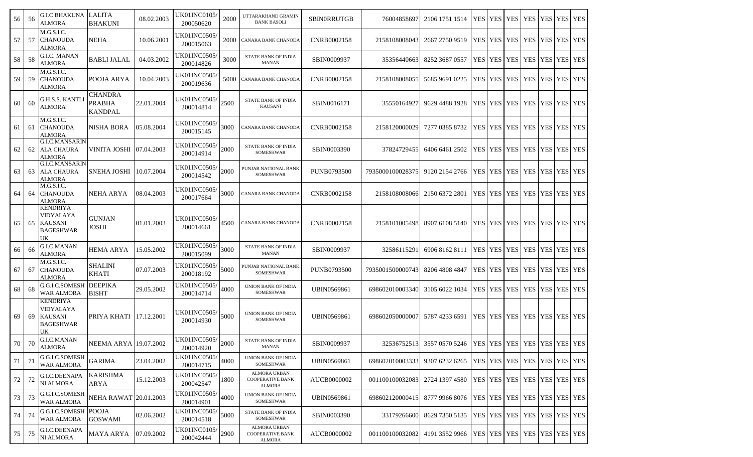| 56 | 56 | G.I.C BHAKUNA ALMORA | LALITA BHAKUNI | 08.02.2003 | UK01INC0105/200050620 | 2000 | UTTARAKHAND GRAMIN BANK BASOLI | SBIN0RRUTGB | 76004858697 | 2106 1751 1514 | YES | YES | YES | YES | YES | YES | YES |
|---|---|---|---|---|---|---|---|---|---|---|---|---|---|---|---|---|---|
| 57 | 57 | M.G.S.I.C. CHANOUDA ALMORA | NEHA | 10.06.2001 | UK01INC0505/200015063 | 2000 | CANARA BANK CHANODA | CNRB0002158 | 2158108008043 | 2667 2750 9519 | YES | YES | YES | YES | YES | YES | YES |
| 58 | 58 | G.I.C. MANAN ALMORA | BABLI JALAL | 04.03.2002 | UK01INC0505/200014826 | 3000 | STATE BANK OF INDIA MANAN | SBIN0009937 | 35356440663 | 8252 3687 0557 | YES | YES | YES | YES | YES | YES | YES |
| 59 | 59 | M.G.S.I.C. CHANOUDA ALMORA | POOJA ARYA | 10.04.2003 | UK01INC0505/200019636 | 5000 | CANARA BANK CHANODA | CNRB0002158 | 2158108008055 | 5685 9691 0225 | YES | YES | YES | YES | YES | YES | YES |
| 60 | 60 | G.H.S.S. KANTLI ALMORA | CHANDRA PRABHA KANDPAL | 22.01.2004 | UK01INC0505/200014814 | 2500 | STATE BANK OF INDIA KAUSANI | SBIN0016171 | 35550164927 | 9629 4488 1928 | YES | YES | YES | YES | YES | YES | YES |
| 61 | 61 | M.G.S.I.C. CHANOUDA ALMORA | NISHA BORA | 05.08.2004 | UK01INC0505/200015145 | 3000 | CANARA BANK CHANODA | CNRB0002158 | 2158120000029 | 7277 0385 8732 | YES | YES | YES | YES | YES | YES | YES |
| 62 | 62 | G.I.C.MANSARINALA CHAURA ALMORA | VINITA JOSHI | 07.04.2003 | UK01INC0505/200014914 | 2000 | STATE BANK OF INDIA SOMESHWAR | SBIN0003390 | 37824729455 | 6406 6461 2502 | YES | YES | YES | YES | YES | YES | YES |
| 63 | 63 | G.I.C.MANSARINALA CHAURA ALMORA | SNEHA JOSHI | 10.07.2004 | UK01INC0505/200014542 | 2000 | PUNJAB NATIONAL BANK SOMESHWAR | PUNB0793500 | 7935000100028375 | 9120 2154 2766 | YES | YES | YES | YES | YES | YES | YES |
| 64 | 64 | M.G.S.I.C. CHANOUDA ALMORA | NEHA ARYA | 08.04.2003 | UK01INC0505/200017664 | 3000 | CANARA BANK CHANODA | CNRB0002158 | 2158108008066 | 2150 6372 2801 | YES | YES | YES | YES | YES | YES | YES |
| 65 | 65 | KENDRIYA VIDYALAYA KAUSANI BAGESHWAR UK | GUNJAN JOSHI | 01.01.2003 | UK01INC0505/200014661 | 4500 | CANARA BANK CHANODA | CNRB0002158 | 2158101005498 | 8907 6108 5140 | YES | YES | YES | YES | YES | YES | YES |
| 66 | 66 | G.I.C.MANAN ALMORA | HEMA ARYA | 15.05.2002 | UK01INC0505/200015099 | 3000 | STATE BANK OF INDIA MANAN | SBIN0009937 | 32586115291 | 6906 8162 8111 | YES | YES | YES | YES | YES | YES | YES |
| 67 | 67 | M.G.S.I.C. CHANOUDA ALMORA | SHALINI KHATI | 07.07.2003 | UK01INC0505/200018192 | 5000 | PUNJAB NATIONAL BANK SOMESHWAR | PUNB0793500 | 7935001500000743 | 8206 4808 4847 | YES | YES | YES | YES | YES | YES | YES |
| 68 | 68 | G.G.I.C.SOMESHWAR ALMORA | DEEPIKA BISHT | 29.05.2002 | UK01INC0505/200014714 | 4000 | UNION BANK OF INDIA SOMESHWAR | UBIN0569861 | 698602010003340 | 3105 6022 1034 | YES | YES | YES | YES | YES | YES | YES |
| 69 | 69 | KENDRIYA VIDYALAYA KAUSANI BAGESHWAR UK | PRIYA KHATI | 17.12.2001 | UK01INC0505/200014930 | 5000 | UNION BANK OF INDIA SOMESHWAR | UBIN0569861 | 698602050000007 | 5787 4233 6591 | YES | YES | YES | YES | YES | YES | YES |
| 70 | 70 | G.I.C.MANAN ALMORA | NEEMA ARYA | 19.07.2002 | UK01INC0505/200014920 | 2000 | STATE BANK OF INDIA MANAN | SBIN0009937 | 32536752513 | 3557 0570 5246 | YES | YES | YES | YES | YES | YES | YES |
| 71 | 71 | G.G.I.C.SOMESHWAR ALMORA | GARIMA | 23.04.2002 | UK01INC0505/200014715 | 4000 | UNION BANK OF INDIA SOMESHWAR | UBIN0569861 | 698602010003333 | 9307 6232 6265 | YES | YES | YES | YES | YES | YES | YES |
| 72 | 72 | G.I.C.DEENAPANI ALMORA | KARISHMA ARYA | 15.12.2003 | UK01INC0505/200042547 | 1800 | ALMORA URBAN COOPERATIVE BANK ALMORA | AUCB0000002 | 001100100032083 | 2724 1397 4580 | YES | YES | YES | YES | YES | YES | YES |
| 73 | 73 | G.G.I.C.SOMESHWAR ALMORA | NEHA RAWAT | 20.01.2003 | UK01INC0505/200014901 | 4000 | UNION BANK OF INDIA SOMESHWAR | UBIN0569861 | 698602120000415 | 8777 9966 8076 | YES | YES | YES | YES | YES | YES | YES |
| 74 | 74 | G.G.I.C.SOMESHWAR ALMORA | POOJA GOSWAMI | 02.06.2002 | UK01INC0505/200014518 | 5000 | STATE BANK OF INDIA SOMESHWAR | SBIN0003390 | 33179266600 | 8629 7350 5135 | YES | YES | YES | YES | YES | YES | YES |
| 75 | 75 | G.I.C.DEENAPANI ALMORA | MAYA ARYA | 07.09.2002 | UK01INC0105/200042444 | 2900 | ALMORA URBAN COOPERATIVE BANK ALMORA | AUCB0000002 | 001100100032082 | 4191 3552 9966 | YES | YES | YES | YES | YES | YES | YES |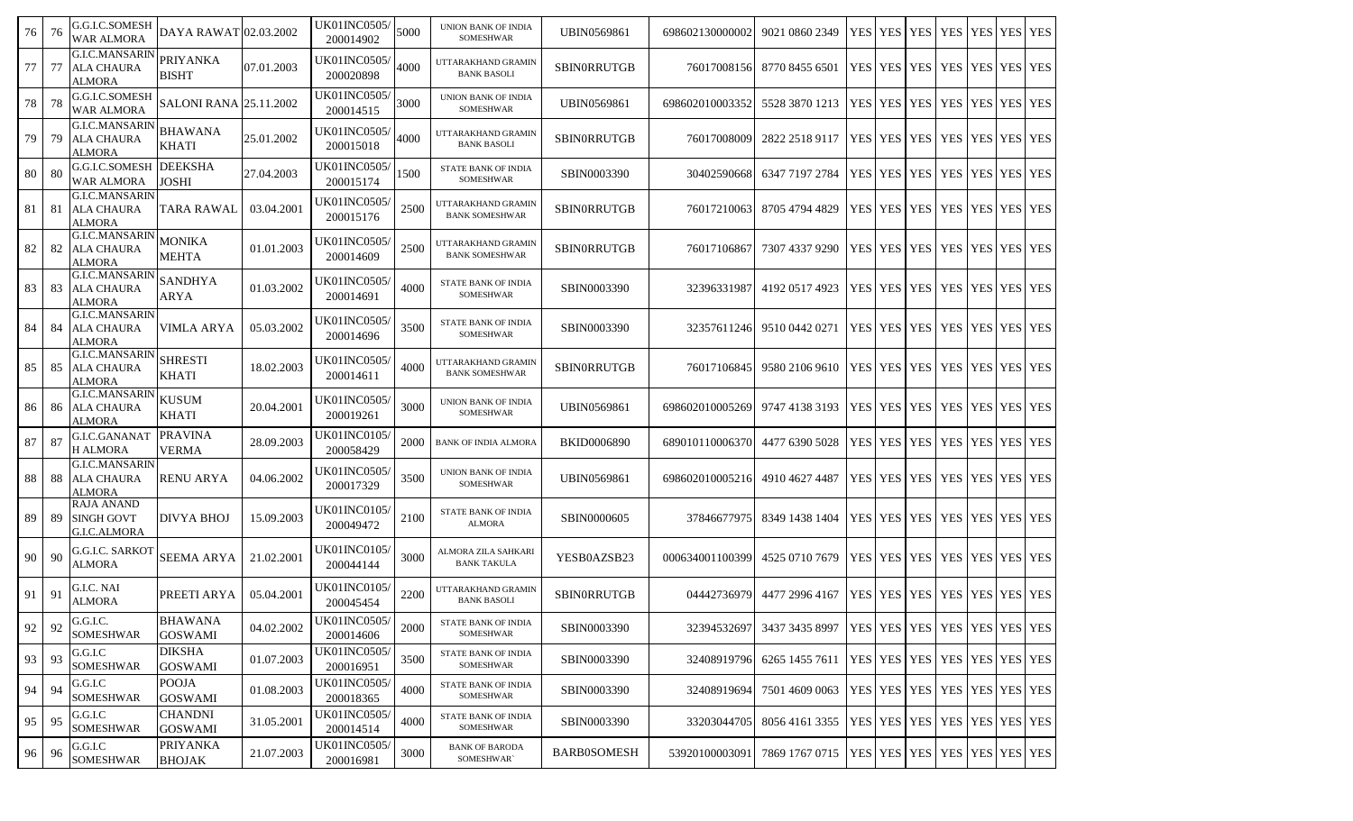| | | | | | | | | | | | | | | | | | |
|---|---|---|---|---|---|---|---|---|---|---|---|---|---|---|---|---|---|
| 76 | 76 | G.G.I.C.SOMESHWAR ALMORA | DAYA RAWAT | 02.03.2002 | UK01INC0505/200014902 | 5000 | UNION BANK OF INDIA SOMESHWAR | UBIN0569861 | 698602130000002 | 9021 0860 2349 | YES | YES | YES | YES | YES | YES | YES |
| 77 | 77 | G.I.C.MANSARINALA CHAURA ALMORA | PRIYANKA BISHT | 07.01.2003 | UK01INC0505/200020898 | 4000 | UTTARAKHAND GRAMIN BANK BASOLI | SBIN0RRUTGB | 76017008156 | 8770 8455 6501 | YES | YES | YES | YES | YES | YES | YES |
| 78 | 78 | G.G.I.C.SOMESHWAR ALMORA | SALONI RANA | 25.11.2002 | UK01INC0505/200014515 | 3000 | UNION BANK OF INDIA SOMESHWAR | UBIN0569861 | 698602010003352 | 5528 3870 1213 | YES | YES | YES | YES | YES | YES | YES |
| 79 | 79 | G.I.C.MANSARINALA CHAURA ALMORA | BHAWANA KHATI | 25.01.2002 | UK01INC0505/200015018 | 4000 | UTTARAKHAND GRAMIN BANK BASOLI | SBIN0RRUTGB | 76017008009 | 2822 2518 9117 | YES | YES | YES | YES | YES | YES | YES |
| 80 | 80 | G.G.I.C.SOMESHWAR ALMORA | DEEKSHA JOSHI | 27.04.2003 | UK01INC0505/200015174 | 1500 | STATE BANK OF INDIA SOMESHWAR | SBIN0003390 | 30402590668 | 6347 7197 2784 | YES | YES | YES | YES | YES | YES | YES |
| 81 | 81 | G.I.C.MANSARINALA CHAURA ALMORA | TARA RAWAL | 03.04.2001 | UK01INC0505/200015176 | 2500 | UTTARAKHAND GRAMIN BANK SOMESHWAR | SBIN0RRUTGB | 76017210063 | 8705 4794 4829 | YES | YES | YES | YES | YES | YES | YES |
| 82 | 82 | G.I.C.MANSARINALA CHAURA ALMORA | MONIKA MEHTA | 01.01.2003 | UK01INC0505/200014609 | 2500 | UTTARAKHAND GRAMIN BANK SOMESHWAR | SBIN0RRUTGB | 76017106867 | 7307 4337 9290 | YES | YES | YES | YES | YES | YES | YES |
| 83 | 83 | G.I.C.MANSARINALA CHAURA ALMORA | SANDHYA ARYA | 01.03.2002 | UK01INC0505/200014691 | 4000 | STATE BANK OF INDIA SOMESHWAR | SBIN0003390 | 32396331987 | 4192 0517 4923 | YES | YES | YES | YES | YES | YES | YES |
| 84 | 84 | G.I.C.MANSARINALA CHAURA ALMORA | VIMLA ARYA | 05.03.2002 | UK01INC0505/200014696 | 3500 | STATE BANK OF INDIA SOMESHWAR | SBIN0003390 | 32357611246 | 9510 0442 0271 | YES | YES | YES | YES | YES | YES | YES |
| 85 | 85 | G.I.C.MANSARINALA CHAURA ALMORA | SHRESTI KHATI | 18.02.2003 | UK01INC0505/200014611 | 4000 | UTTARAKHAND GRAMIN BANK SOMESHWAR | SBIN0RRUTGB | 76017106845 | 9580 2106 9610 | YES | YES | YES | YES | YES | YES | YES |
| 86 | 86 | G.I.C.MANSARINALA CHAURA ALMORA | KUSUM KHATI | 20.04.2001 | UK01INC0505/200019261 | 3000 | UNION BANK OF INDIA SOMESHWAR | UBIN0569861 | 698602010005269 | 9747 4138 3193 | YES | YES | YES | YES | YES | YES | YES |
| 87 | 87 | G.I.C.GANANATH ALMORA | PRAVINA VERMA | 28.09.2003 | UK01INC0105/200058429 | 2000 | BANK OF INDIA ALMORA | BKID0006890 | 689010110006370 | 4477 6390 5028 | YES | YES | YES | YES | YES | YES | YES |
| 88 | 88 | G.I.C.MANSARINALA CHAURA ALMORA | RENU ARYA | 04.06.2002 | UK01INC0505/200017329 | 3500 | UNION BANK OF INDIA SOMESHWAR | UBIN0569861 | 698602010005216 | 4910 4627 4487 | YES | YES | YES | YES | YES | YES | YES |
| 89 | 89 | RAJA ANAND SINGH GOVT G.I.C.ALMORA | DIVYA BHOJ | 15.09.2003 | UK01INC0105/200049472 | 2100 | STATE BANK OF INDIA ALMORA | SBIN0000605 | 37846677975 | 8349 1438 1404 | YES | YES | YES | YES | YES | YES | YES |
| 90 | 90 | G.G.I.C. SARKOT ALMORA | SEEMA ARYA | 21.02.2001 | UK01INC0105/200044144 | 3000 | ALMORA ZILA SAHKARI BANK TAKULA | YESB0AZSB23 | 000634001100399 | 4525 0710 7679 | YES | YES | YES | YES | YES | YES | YES |
| 91 | 91 | G.I.C. NAI ALMORA | PREETI ARYA | 05.04.2001 | UK01INC0105/200045454 | 2200 | UTTARAKHAND GRAMIN BANK BASOLI | SBIN0RRUTGB | 04442736979 | 4477 2996 4167 | YES | YES | YES | YES | YES | YES | YES |
| 92 | 92 | G.G.I.C. SOMESHWAR | BHAWANA GOSWAMI | 04.02.2002 | UK01INC0505/200014606 | 2000 | STATE BANK OF INDIA SOMESHWAR | SBIN0003390 | 32394532697 | 3437 3435 8997 | YES | YES | YES | YES | YES | YES | YES |
| 93 | 93 | G.G.I.C SOMESHWAR | DIKSHA GOSWAMI | 01.07.2003 | UK01INC0505/200016951 | 3500 | STATE BANK OF INDIA SOMESHWAR | SBIN0003390 | 32408919796 | 6265 1455 7611 | YES | YES | YES | YES | YES | YES | YES |
| 94 | 94 | G.G.I.C SOMESHWAR | POOJA GOSWAMI | 01.08.2003 | UK01INC0505/200018365 | 4000 | STATE BANK OF INDIA SOMESHWAR | SBIN0003390 | 32408919694 | 7501 4609 0063 | YES | YES | YES | YES | YES | YES | YES |
| 95 | 95 | G.G.I.C SOMESHWAR | CHANDNI GOSWAMI | 31.05.2001 | UK01INC0505/200014514 | 4000 | STATE BANK OF INDIA SOMESHWAR | SBIN0003390 | 33203044705 | 8056 4161 3355 | YES | YES | YES | YES | YES | YES | YES |
| 96 | 96 | G.G.I.C SOMESHWAR | PRIYANKA BHOJAK | 21.07.2003 | UK01INC0505/200016981 | 3000 | BANK OF BARODA SOMESHWAR` | BARB0SOMESH | 53920100003091 | 7869 1767 0715 | YES | YES | YES | YES | YES | YES | YES |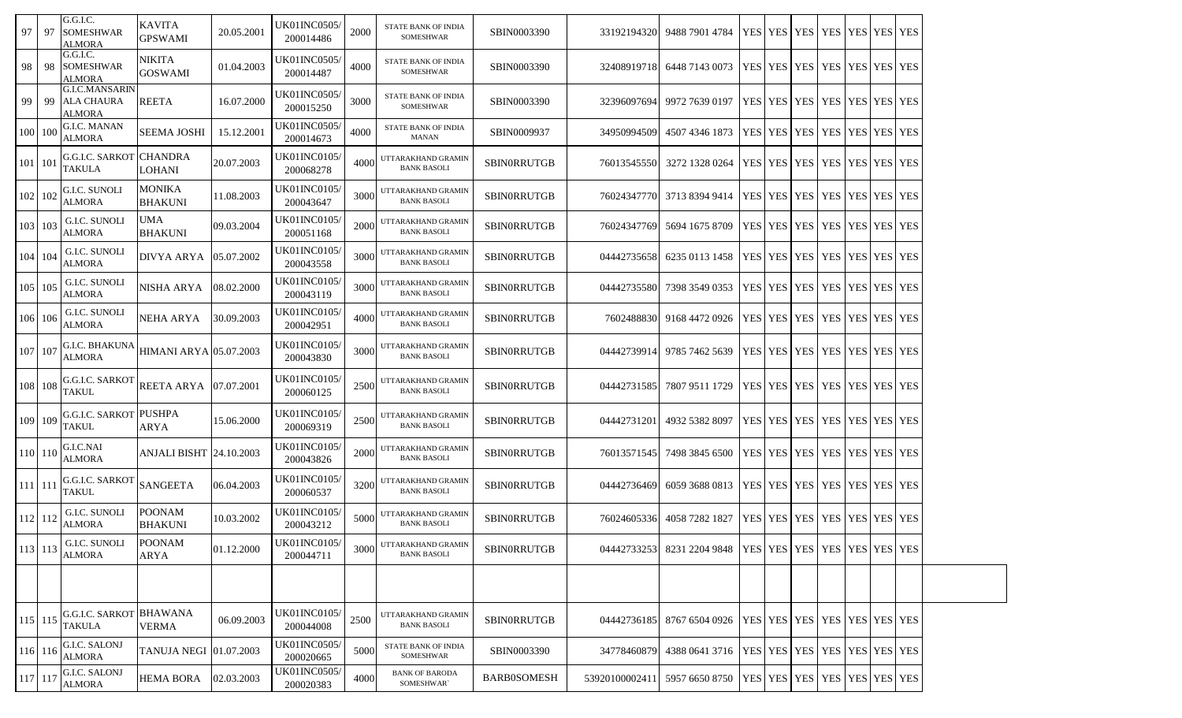| | | | | | | | | | | | | | | | | | |
|---|---|---|---|---|---|---|---|---|---|---|---|---|---|---|---|---|---|
| 97 | 97 | G.G.I.C. SOMESHWAR ALMORA | KAVITA GPSWAMI | 20.05.2001 | UK01INC0505/ 200014486 | 2000 | STATE BANK OF INDIA SOMESHWAR | SBIN0003390 | 33192194320 | 9488 7901 4784 | YES | YES | YES | YES | YES | YES | YES |
| 98 | 98 | G.G.I.C. SOMESHWAR ALMORA | NIKITA GOSWAMI | 01.04.2003 | UK01INC0505/ 200014487 | 4000 | STATE BANK OF INDIA SOMESHWAR | SBIN0003390 | 32408919718 | 6448 7143 0073 | YES | YES | YES | YES | YES | YES | YES |
| 99 | 99 | G.I.C.MANSARIN ALA CHAURA ALMORA | REETA | 16.07.2000 | UK01INC0505/ 200015250 | 3000 | STATE BANK OF INDIA SOMESHWAR | SBIN0003390 | 32396097694 | 9972 7639 0197 | YES | YES | YES | YES | YES | YES | YES |
| 100 | 100 | G.I.C. MANAN ALMORA | SEEMA JOSHI | 15.12.2001 | UK01INC0505/ 200014673 | 4000 | STATE BANK OF INDIA MANAN | SBIN0009937 | 34950994509 | 4507 4346 1873 | YES | YES | YES | YES | YES | YES | YES |
| 101 | 101 | G.G.I.C. SARKOT TAKULA | CHANDRA LOHANI | 20.07.2003 | UK01INC0105/ 200068278 | 4000 | UTTARAKHAND GRAMIN BANK BASOLI | SBIN0RRUTGB | 76013545550 | 3272 1328 0264 | YES | YES | YES | YES | YES | YES | YES |
| 102 | 102 | G.I.C. SUNOLI ALMORA | MONIKA BHAKUNI | 11.08.2003 | UK01INC0105/ 200043647 | 3000 | UTTARAKHAND GRAMIN BANK BASOLI | SBIN0RRUTGB | 76024347770 | 3713 8394 9414 | YES | YES | YES | YES | YES | YES | YES |
| 103 | 103 | G.I.C. SUNOLI ALMORA | UMA BHAKUNI | 09.03.2004 | UK01INC0105/ 200051168 | 2000 | UTTARAKHAND GRAMIN BANK BASOLI | SBIN0RRUTGB | 76024347769 | 5694 1675 8709 | YES | YES | YES | YES | YES | YES | YES |
| 104 | 104 | G.I.C. SUNOLI ALMORA | DIVYA ARYA | 05.07.2002 | UK01INC0105/ 200043558 | 3000 | UTTARAKHAND GRAMIN BANK BASOLI | SBIN0RRUTGB | 04442735658 | 6235 0113 1458 | YES | YES | YES | YES | YES | YES | YES |
| 105 | 105 | G.I.C. SUNOLI ALMORA | NISHA ARYA | 08.02.2000 | UK01INC0105/ 200043119 | 3000 | UTTARAKHAND GRAMIN BANK BASOLI | SBIN0RRUTGB | 04442735580 | 7398 3549 0353 | YES | YES | YES | YES | YES | YES | YES |
| 106 | 106 | G.I.C. SUNOLI ALMORA | NEHA ARYA | 30.09.2003 | UK01INC0105/ 200042951 | 4000 | UTTARAKHAND GRAMIN BANK BASOLI | SBIN0RRUTGB | 7602488830 | 9168 4472 0926 | YES | YES | YES | YES | YES | YES | YES |
| 107 | 107 | G.I.C. BHAKUNA ALMORA | HIMANI ARYA | 05.07.2003 | UK01INC0105/ 200043830 | 3000 | UTTARAKHAND GRAMIN BANK BASOLI | SBIN0RRUTGB | 04442739914 | 9785 7462 5639 | YES | YES | YES | YES | YES | YES | YES |
| 108 | 108 | G.G.I.C. SARKOT TAKUL | REETA ARYA | 07.07.2001 | UK01INC0105/ 200060125 | 2500 | UTTARAKHAND GRAMIN BANK BASOLI | SBIN0RRUTGB | 04442731585 | 7807 9511 1729 | YES | YES | YES | YES | YES | YES | YES |
| 109 | 109 | G.G.I.C. SARKOT TAKUL | PUSHPA ARYA | 15.06.2000 | UK01INC0105/ 200069319 | 2500 | UTTARAKHAND GRAMIN BANK BASOLI | SBIN0RRUTGB | 04442731201 | 4932 5382 8097 | YES | YES | YES | YES | YES | YES | YES |
| 110 | 110 | G.I.C.NAI ALMORA | ANJALI BISHT | 24.10.2003 | UK01INC0105/ 200043826 | 2000 | UTTARAKHAND GRAMIN BANK BASOLI | SBIN0RRUTGB | 76013571545 | 7498 3845 6500 | YES | YES | YES | YES | YES | YES | YES |
| 111 | 111 | G.G.I.C. SARKOT TAKUL | SANGEETA | 06.04.2003 | UK01INC0105/ 200060537 | 3200 | UTTARAKHAND GRAMIN BANK BASOLI | SBIN0RRUTGB | 04442736469 | 6059 3688 0813 | YES | YES | YES | YES | YES | YES | YES |
| 112 | 112 | G.I.C. SUNOLI ALMORA | POONAM BHAKUNI | 10.03.2002 | UK01INC0105/ 200043212 | 5000 | UTTARAKHAND GRAMIN BANK BASOLI | SBIN0RRUTGB | 76024605336 | 4058 7282 1827 | YES | YES | YES | YES | YES | YES | YES |
| 113 | 113 | G.I.C. SUNOLI ALMORA | POONAM ARYA | 01.12.2000 | UK01INC0105/ 200044711 | 3000 | UTTARAKHAND GRAMIN BANK BASOLI | SBIN0RRUTGB | 04442733253 | 8231 2204 9848 | YES | YES | YES | YES | YES | YES | YES |
| | | | | | | | | | | | | | | | | | |
| 115 | 115 | G.G.I.C. SARKOT TAKULA | BHAWANA VERMA | 06.09.2003 | UK01INC0105/ 200044008 | 2500 | UTTARAKHAND GRAMIN BANK BASOLI | SBIN0RRUTGB | 04442736185 | 8767 6504 0926 | YES | YES | YES | YES | YES | YES | YES |
| 116 | 116 | G.I.C. SALONJ ALMORA | TANUJA NEGI | 01.07.2003 | UK01INC0505/ 200020665 | 5000 | STATE BANK OF INDIA SOMESHWAR | SBIN0003390 | 34778460879 | 4388 0641 3716 | YES | YES | YES | YES | YES | YES | YES |
| 117 | 117 | G.I.C. SALONJ ALMORA | HEMA BORA | 02.03.2003 | UK01INC0505/ 200020383 | 4000 | BANK OF BARODA SOMESHWAR` | BARB0SOMESH | 53920100002411 | 5957 6650 8750 | YES | YES | YES | YES | YES | YES | YES |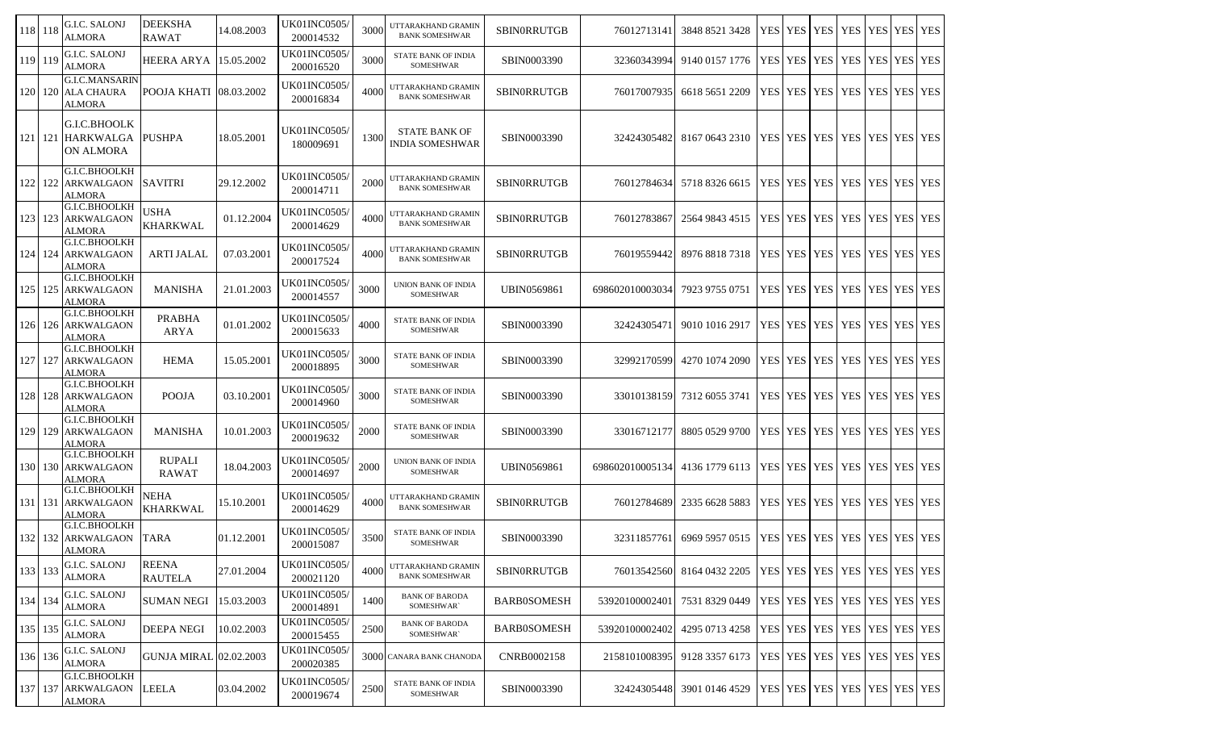| 118 | 118 | G.I.C. SALONJ ALMORA | DEEKSHA RAWAT | 14.08.2003 | UK01INC0505/200014532 | 3000 | UTTARAKHAND GRAMIN BANK SOMESHWAR | SBIN0RRUTGB | 76012713141 | 3848 8521 3428 | YES | YES | YES | YES | YES | YES | YES |
|---|---|---|---|---|---|---|---|---|---|---|---|---|---|---|---|---|---|
| 119 | 119 | G.I.C. SALONJ ALMORA | HEERA ARYA | 15.05.2002 | UK01INC0505/200016520 | 3000 | STATE BANK OF INDIA SOMESHWAR | SBIN0003390 | 32360343994 | 9140 0157 1776 | YES | YES | YES | YES | YES | YES | YES |
| 120 | 120 | G.I.C.MANSARIN ALA CHAURA ALMORA | POOJA KHATI | 08.03.2002 | UK01INC0505/200016834 | 4000 | UTTARAKHAND GRAMIN BANK SOMESHWAR | SBIN0RRUTGB | 76017007935 | 6618 5651 2209 | YES | YES | YES | YES | YES | YES | YES |
| 121 | 121 | G.I.C.BHOOLK HARKWALGA ON ALMORA | PUSHPA | 18.05.2001 | UK01INC0505/180009691 | 1300 | STATE BANK OF INDIA SOMESHWAR | SBIN0003390 | 32424305482 | 8167 0643 2310 | YES | YES | YES | YES | YES | YES | YES |
| 122 | 122 | G.I.C.BHOOLKH ARKWALGAON ALMORA | SAVITRI | 29.12.2002 | UK01INC0505/200014711 | 2000 | UTTARAKHAND GRAMIN BANK SOMESHWAR | SBIN0RRUTGB | 76012784634 | 5718 8326 6615 | YES | YES | YES | YES | YES | YES | YES |
| 123 | 123 | G.I.C.BHOOLKH ARKWALGAON ALMORA | USHA KHARKWAL | 01.12.2004 | UK01INC0505/200014629 | 4000 | UTTARAKHAND GRAMIN BANK SOMESHWAR | SBIN0RRUTGB | 76012783867 | 2564 9843 4515 | YES | YES | YES | YES | YES | YES | YES |
| 124 | 124 | G.I.C.BHOOLKH ARKWALGAON ALMORA | ARTI JALAL | 07.03.2001 | UK01INC0505/200017524 | 4000 | UTTARAKHAND GRAMIN BANK SOMESHWAR | SBIN0RRUTGB | 76019559442 | 8976 8818 7318 | YES | YES | YES | YES | YES | YES | YES |
| 125 | 125 | G.I.C.BHOOLKH ARKWALGAON ALMORA | MANISHA | 21.01.2003 | UK01INC0505/200014557 | 3000 | UNION BANK OF INDIA SOMESHWAR | UBIN0569861 | 698602010003034 | 7923 9755 0751 | YES | YES | YES | YES | YES | YES | YES |
| 126 | 126 | G.I.C.BHOOLKH ARKWALGAON ALMORA | PRABHA ARYA | 01.01.2002 | UK01INC0505/200015633 | 4000 | STATE BANK OF INDIA SOMESHWAR | SBIN0003390 | 32424305471 | 9010 1016 2917 | YES | YES | YES | YES | YES | YES | YES |
| 127 | 127 | G.I.C.BHOOLKH ARKWALGAON ALMORA | HEMA | 15.05.2001 | UK01INC0505/200018895 | 3000 | STATE BANK OF INDIA SOMESHWAR | SBIN0003390 | 32992170599 | 4270 1074 2090 | YES | YES | YES | YES | YES | YES | YES |
| 128 | 128 | G.I.C.BHOOLKH ARKWALGAON ALMORA | POOJA | 03.10.2001 | UK01INC0505/200014960 | 3000 | STATE BANK OF INDIA SOMESHWAR | SBIN0003390 | 33010138159 | 7312 6055 3741 | YES | YES | YES | YES | YES | YES | YES |
| 129 | 129 | G.I.C.BHOOLKH ARKWALGAON ALMORA | MANISHA | 10.01.2003 | UK01INC0505/200019632 | 2000 | STATE BANK OF INDIA SOMESHWAR | SBIN0003390 | 33016712177 | 8805 0529 9700 | YES | YES | YES | YES | YES | YES | YES |
| 130 | 130 | G.I.C.BHOOLKH ARKWALGAON ALMORA | RUPALI RAWAT | 18.04.2003 | UK01INC0505/200014697 | 2000 | UNION BANK OF INDIA SOMESHWAR | UBIN0569861 | 698602010005134 | 4136 1779 6113 | YES | YES | YES | YES | YES | YES | YES |
| 131 | 131 | G.I.C.BHOOLKH ARKWALGAON ALMORA | NEHA KHARKWAL | 15.10.2001 | UK01INC0505/200014629 | 4000 | UTTARAKHAND GRAMIN BANK SOMESHWAR | SBIN0RRUTGB | 76012784689 | 2335 6628 5883 | YES | YES | YES | YES | YES | YES | YES |
| 132 | 132 | G.I.C.BHOOLKH ARKWALGAON ALMORA | TARA | 01.12.2001 | UK01INC0505/200015087 | 3500 | STATE BANK OF INDIA SOMESHWAR | SBIN0003390 | 32311857761 | 6969 5957 0515 | YES | YES | YES | YES | YES | YES | YES |
| 133 | 133 | G.I.C. SALONJ ALMORA | REENA RAUTELA | 27.01.2004 | UK01INC0505/200021120 | 4000 | UTTARAKHAND GRAMIN BANK SOMESHWAR | SBIN0RRUTGB | 76013542560 | 8164 0432 2205 | YES | YES | YES | YES | YES | YES | YES |
| 134 | 134 | G.I.C. SALONJ ALMORA | SUMAN NEGI | 15.03.2003 | UK01INC0505/200014891 | 1400 | BANK OF BARODA SOMESHWAR` | BARB0SOMESH | 53920100002401 | 7531 8329 0449 | YES | YES | YES | YES | YES | YES | YES |
| 135 | 135 | G.I.C. SALONJ ALMORA | DEEPA NEGI | 10.02.2003 | UK01INC0505/200015455 | 2500 | BANK OF BARODA SOMESHWAR` | BARB0SOMESH | 53920100002402 | 4295 0713 4258 | YES | YES | YES | YES | YES | YES | YES |
| 136 | 136 | G.I.C. SALONJ ALMORA | GUNJA MIRAL | 02.02.2003 | UK01INC0505/200020385 | 3000 | CANARA BANK CHANODA | CNRB0002158 | 2158101008395 | 9128 3357 6173 | YES | YES | YES | YES | YES | YES | YES |
| 137 | 137 | G.I.C.BHOOLKH ARKWALGAON ALMORA | LEELA | 03.04.2002 | UK01INC0505/200019674 | 2500 | STATE BANK OF INDIA SOMESHWAR | SBIN0003390 | 32424305448 | 3901 0146 4529 | YES | YES | YES | YES | YES | YES | YES |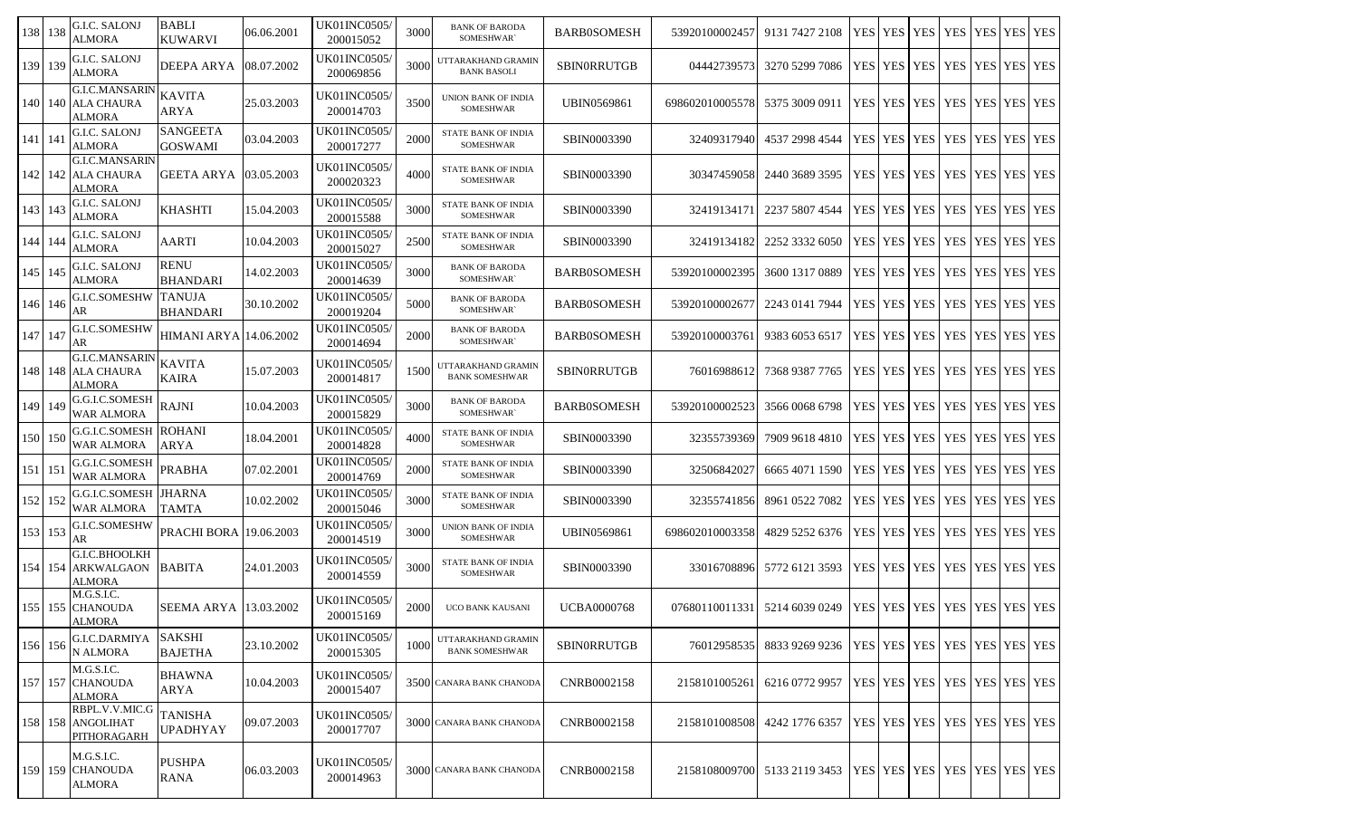| 138 | 138 | G.I.C. SALONJ ALMORA | BABLI KUWARVI | 06.06.2001 | UK01INC0505/ 200015052 | 3000 | BANK OF BARODA SOMESHWAR` | BARB0SOMESH | 53920100002457 | 9131 7427 2108 | YES | YES | YES | YES | YES | YES | YES |
|---|---|---|---|---|---|---|---|---|---|---|---|---|---|---|---|---|---|
| 139 | 139 | G.I.C. SALONJ ALMORA | DEEPA ARYA | 08.07.2002 | UK01INC0505/ 200069856 | 3000 | UTTARAKHAND GRAMIN BANK BASOLI | SBIN0RRUTGB | 04442739573 | 3270 5299 7086 | YES | YES | YES | YES | YES | YES | YES |
| 140 | 140 | G.I.C.MANSARIN ALA CHAURA ALMORA | KAVITA ARYA | 25.03.2003 | UK01INC0505/ 200014703 | 3500 | UNION BANK OF INDIA SOMESHWAR | UBIN0569861 | 698602010005578 | 5375 3009 0911 | YES | YES | YES | YES | YES | YES | YES |
| 141 | 141 | G.I.C. SALONJ ALMORA | SANGEETA GOSWAMI | 03.04.2003 | UK01INC0505/ 200017277 | 2000 | STATE BANK OF INDIA SOMESHWAR | SBIN0003390 | 32409317940 | 4537 2998 4544 | YES | YES | YES | YES | YES | YES | YES |
| 142 | 142 | G.I.C.MANSARIN ALA CHAURA ALMORA | GEETA ARYA | 03.05.2003 | UK01INC0505/ 200020323 | 4000 | STATE BANK OF INDIA SOMESHWAR | SBIN0003390 | 30347459058 | 2440 3689 3595 | YES | YES | YES | YES | YES | YES | YES |
| 143 | 143 | G.I.C. SALONJ ALMORA | KHASHTI | 15.04.2003 | UK01INC0505/ 200015588 | 3000 | STATE BANK OF INDIA SOMESHWAR | SBIN0003390 | 32419134171 | 2237 5807 4544 | YES | YES | YES | YES | YES | YES | YES |
| 144 | 144 | G.I.C. SALONJ ALMORA | AARTI | 10.04.2003 | UK01INC0505/ 200015027 | 2500 | STATE BANK OF INDIA SOMESHWAR | SBIN0003390 | 32419134182 | 2252 3332 6050 | YES | YES | YES | YES | YES | YES | YES |
| 145 | 145 | G.I.C. SALONJ ALMORA | RENU BHANDARI | 14.02.2003 | UK01INC0505/ 200014639 | 3000 | BANK OF BARODA SOMESHWAR` | BARB0SOMESH | 53920100002395 | 3600 1317 0889 | YES | YES | YES | YES | YES | YES | YES |
| 146 | 146 | G.I.C.SOMESHW AR | TANUJA BHANDARI | 30.10.2002 | UK01INC0505/ 200019204 | 5000 | BANK OF BARODA SOMESHWAR` | BARB0SOMESH | 53920100002677 | 2243 0141 7944 | YES | YES | YES | YES | YES | YES | YES |
| 147 | 147 | G.I.C.SOMESHW AR | HIMANI ARYA | 14.06.2002 | UK01INC0505/ 200014694 | 2000 | BANK OF BARODA SOMESHWAR` | BARB0SOMESH | 53920100003761 | 9383 6053 6517 | YES | YES | YES | YES | YES | YES | YES |
| 148 | 148 | G.I.C.MANSARIN ALA CHAURA ALMORA | KAVITA KAIRA | 15.07.2003 | UK01INC0505/ 200014817 | 1500 | UTTARAKHAND GRAMIN BANK SOMESHWAR | SBIN0RRUTGB | 76016988612 | 7368 9387 7765 | YES | YES | YES | YES | YES | YES | YES |
| 149 | 149 | G.G.I.C.SOMESH WAR ALMORA | RAJNI | 10.04.2003 | UK01INC0505/ 200015829 | 3000 | BANK OF BARODA SOMESHWAR` | BARB0SOMESH | 53920100002523 | 3566 0068 6798 | YES | YES | YES | YES | YES | YES | YES |
| 150 | 150 | G.G.I.C.SOMESH WAR ALMORA | ROHANI ARYA | 18.04.2001 | UK01INC0505/ 200014828 | 4000 | STATE BANK OF INDIA SOMESHWAR | SBIN0003390 | 32355739369 | 7909 9618 4810 | YES | YES | YES | YES | YES | YES | YES |
| 151 | 151 | G.G.I.C.SOMESH WAR ALMORA | PRABHA | 07.02.2001 | UK01INC0505/ 200014769 | 2000 | STATE BANK OF INDIA SOMESHWAR | SBIN0003390 | 32506842027 | 6665 4071 1590 | YES | YES | YES | YES | YES | YES | YES |
| 152 | 152 | G.G.I.C.SOMESH WAR ALMORA | JHARNA TAMTA | 10.02.2002 | UK01INC0505/ 200015046 | 3000 | STATE BANK OF INDIA SOMESHWAR | SBIN0003390 | 32355741856 | 8961 0522 7082 | YES | YES | YES | YES | YES | YES | YES |
| 153 | 153 | G.I.C.SOMESHW AR | PRACHI BORA | 19.06.2003 | UK01INC0505/ 200014519 | 3000 | UNION BANK OF INDIA SOMESHWAR | UBIN0569861 | 698602010003358 | 4829 5252 6376 | YES | YES | YES | YES | YES | YES | YES |
| 154 | 154 | G.I.C.BHOOLKH ARKWALGAON ALMORA | BABITA | 24.01.2003 | UK01INC0505/ 200014559 | 3000 | STATE BANK OF INDIA SOMESHWAR | SBIN0003390 | 33016708896 | 5772 6121 3593 | YES | YES | YES | YES | YES | YES | YES |
| 155 | 155 | M.G.S.I.C. CHANOUDA ALMORA | SEEMA ARYA | 13.03.2002 | UK01INC0505/ 200015169 | 2000 | UCO BANK KAUSANI | UCBA0000768 | 07680110011331 | 5214 6039 0249 | YES | YES | YES | YES | YES | YES | YES |
| 156 | 156 | G.I.C.DARMIYA N ALMORA | SAKSHI BAJETHA | 23.10.2002 | UK01INC0505/ 200015305 | 1000 | UTTARAKHAND GRAMIN BANK SOMESHWAR | SBIN0RRUTGB | 76012958535 | 8833 9269 9236 | YES | YES | YES | YES | YES | YES | YES |
| 157 | 157 | M.G.S.I.C. CHANOUDA ALMORA | BHAWNA ARYA | 10.04.2003 | UK01INC0505/ 200015407 | 3500 | CANARA BANK CHANODA | CNRB0002158 | 2158101005261 | 6216 0772 9957 | YES | YES | YES | YES | YES | YES | YES |
| 158 | 158 | RBPL.V.V.MIC.G ANGOLIHAT PITHORAGARH | TANISHA UPADHYAY | 09.07.2003 | UK01INC0505/ 200017707 | 3000 | CANARA BANK CHANODA | CNRB0002158 | 2158101008508 | 4242 1776 6357 | YES | YES | YES | YES | YES | YES | YES |
| 159 | 159 | M.G.S.I.C. CHANOUDA ALMORA | PUSHPA RANA | 06.03.2003 | UK01INC0505/ 200014963 | 3000 | CANARA BANK CHANODA | CNRB0002158 | 2158108009700 | 5133 2119 3453 | YES | YES | YES | YES | YES | YES | YES |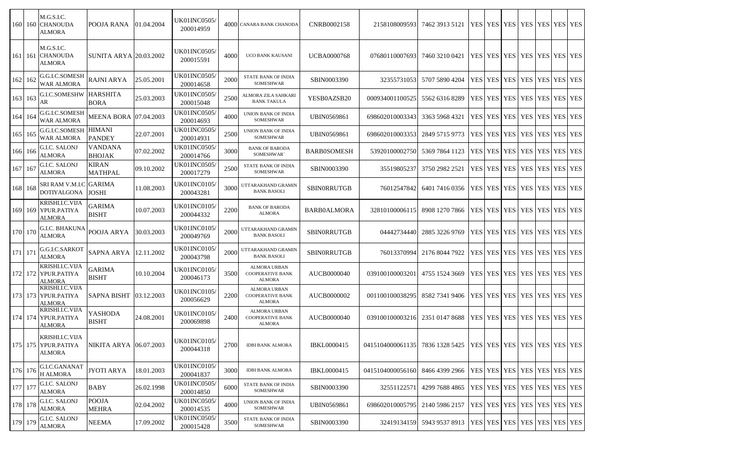| 160 | 160 | M.G.S.I.C. CHANOUDA ALMORA | POOJA RANA | 01.04.2004 | UK01INC0505/ 200014959 | 4000 | CANARA BANK CHANODA | CNRB0002158 | 2158108009593 | 7462 3913 5121 | YES | YES | YES | YES | YES | YES | YES |
|---|---|---|---|---|---|---|---|---|---|---|---|---|---|---|---|---|---|
| 161 | 161 | M.G.S.I.C. CHANOUDA ALMORA | SUNITA ARYA | 20.03.2002 | UK01INC0505/ 200015591 | 4000 | UCO BANK KAUSANI | UCBA0000768 | 07680110007693 | 7460 3210 0421 | YES | YES | YES | YES | YES | YES | YES |
| 162 | 162 | G.G.I.C.SOMESH WAR ALMORA | RAJNI ARYA | 25.05.2001 | UK01INC0505/ 200014658 | 2000 | STATE BANK OF INDIA SOMESHWAR | SBIN0003390 | 32355731053 | 5707 5890 4204 | YES | YES | YES | YES | YES | YES | YES |
| 163 | 163 | G.I.C.SOMESHW AR | HARSHITA BORA | 25.03.2003 | UK01INC0505/ 200015048 | 2500 | ALMORA ZILA SAHKARI BANK TAKULA | YESB0AZSB20 | 000934001100525 | 5562 6316 8289 | YES | YES | YES | YES | YES | YES | YES |
| 164 | 164 | G.G.I.C.SOMESH WAR ALMORA | MEENA BORA | 07.04.2003 | UK01INC0505/ 200014693 | 4000 | UNION BANK OF INDIA SOMESHWAR | UBIN0569861 | 698602010003343 | 3363 5968 4321 | YES | YES | YES | YES | YES | YES | YES |
| 165 | 165 | G.G.I.C.SOMESH WAR ALMORA | HIMANI PANDEY | 22.07.2001 | UK01INC0505/ 200014931 | 2500 | UNION BANK OF INDIA SOMESHWAR | UBIN0569861 | 698602010003353 | 2849 5715 9773 | YES | YES | YES | YES | YES | YES | YES |
| 166 | 166 | G.I.C. SALONJ ALMORA | VANDANA BHOJAK | 07.02.2002 | UK01INC0505/ 200014766 | 3000 | BANK OF BARODA SOMESHWAR` | BARB0SOMESH | 53920100002750 | 5369 7864 1123 | YES | YES | YES | YES | YES | YES | YES |
| 167 | 167 | G.I.C. SALONJ ALMORA | KIRAN MATHPAL | 09.10.2002 | UK01INC0505/ 200017279 | 2500 | STATE BANK OF INDIA SOMESHWAR | SBIN0003390 | 35519805237 | 3750 2982 2521 | YES | YES | YES | YES | YES | YES | YES |
| 168 | 168 | SRI RAM V.M.I.C DOTIYALGONA | GARIMA JOSHI | 11.08.2003 | UK01INC0105/ 200043281 | 3000 | UTTARAKHAND GRAMIN BANK BASOLI | SBIN0RRUTGB | 76012547842 | 6401 7416 0356 | YES | YES | YES | YES | YES | YES | YES |
| 169 | 169 | KRISHI.I.C.VIJA YPUR.PATIYA ALMORA | GARIMA BISHT | 10.07.2003 | UK01INC0105/ 200044332 | 2200 | BANK OF BARODA ALMORA | BARB0ALMORA | 32810100006115 | 8908 1270 7866 | YES | YES | YES | YES | YES | YES | YES |
| 170 | 170 | G.I.C. BHAKUNA ALMORA | POOJA ARYA | 30.03.2003 | UK01INC0105/ 200049769 | 2000 | UTTARAKHAND GRAMIN BANK BASOLI | SBIN0RRUTGB | 04442734440 | 2885 3226 9769 | YES | YES | YES | YES | YES | YES | YES |
| 171 | 171 | G.G.I.C.SARKOT ALMORA | SAPNA ARYA | 12.11.2002 | UK01INC0105/ 200043798 | 2000 | UTTARAKHAND GRAMIN BANK BASOLI | SBIN0RRUTGB | 76013370994 | 2176 8044 7922 | YES | YES | YES | YES | YES | YES | YES |
| 172 | 172 | KRISHI.I.C.VIJA YPUR.PATIYA ALMORA | GARIMA BISHT | 10.10.2004 | UK01INC0105/ 200046173 | 3500 | ALMORA URBAN COOPERATIVE BANK ALMORA | AUCB0000040 | 039100100003201 | 4755 1524 3669 | YES | YES | YES | YES | YES | YES | YES |
| 173 | 173 | KRISHI.I.C.VIJA YPUR.PATIYA ALMORA | SAPNA BISHT | 03.12.2003 | UK01INC0105/ 200056629 | 2200 | ALMORA URBAN COOPERATIVE BANK ALMORA | AUCB0000002 | 001100100038295 | 8582 7341 9406 | YES | YES | YES | YES | YES | YES | YES |
| 174 | 174 | KRISHI.I.C.VIJA YPUR.PATIYA ALMORA | YASHODA BISHT | 24.08.2001 | UK01INC0105/ 200069898 | 2400 | ALMORA URBAN COOPERATIVE BANK ALMORA | AUCB0000040 | 039100100003216 | 2351 0147 8688 | YES | YES | YES | YES | YES | YES | YES |
| 175 | 175 | KRISHI.I.C.VIJA YPUR.PATIYA ALMORA | NIKITA ARYA | 06.07.2003 | UK01INC0105/ 200044318 | 2700 | IDBI BANK ALMORA | IBKL0000415 | 0415104000061135 | 7836 1328 5425 | YES | YES | YES | YES | YES | YES | YES |
| 176 | 176 | G.I.C.GANANAT H ALMORA | JYOTI ARYA | 18.01.2003 | UK01INC0105/ 200041837 | 3000 | IDBI BANK ALMORA | IBKL0000415 | 0415104000056160 | 8466 4399 2966 | YES | YES | YES | YES | YES | YES | YES |
| 177 | 177 | G.I.C. SALONJ ALMORA | BABY | 26.02.1998 | UK01INC0505/ 200014850 | 6000 | STATE BANK OF INDIA SOMESHWAR | SBIN0003390 | 32551122571 | 4299 7688 4865 | YES | YES | YES | YES | YES | YES | YES |
| 178 | 178 | G.I.C. SALONJ ALMORA | POOJA MEHRA | 02.04.2002 | UK01INC0505/ 200014535 | 4000 | UNION BANK OF INDIA SOMESHWAR | UBIN0569861 | 698602010005795 | 2140 5986 2157 | YES | YES | YES | YES | YES | YES | YES |
| 179 | 179 | G.I.C. SALONJ ALMORA | NEEMA | 17.09.2002 | UK01INC0505/ 200015428 | 3500 | STATE BANK OF INDIA SOMESHWAR | SBIN0003390 | 32419134159 | 5943 9537 8913 | YES | YES | YES | YES | YES | YES | YES |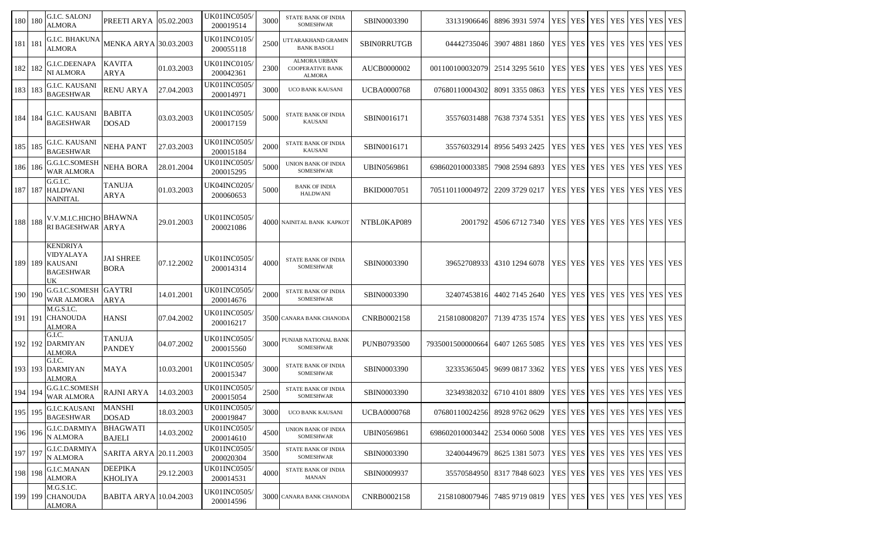| 180 | 180 | G.I.C. SALONJ ALMORA | PREETI ARYA | 05.02.2003 | UK01INC0505/200019514 | 3000 | STATE BANK OF INDIA SOMESHWAR | SBIN0003390 | 33131906646 | 8896 3931 5974 | YES | YES | YES | YES | YES | YES | YES |
|---|---|---|---|---|---|---|---|---|---|---|---|---|---|---|---|---|---|
| 181 | 181 | G.I.C. BHAKUNA ALMORA | MENKA ARYA | 30.03.2003 | UK01INC0105/200055118 | 2500 | UTTARAKHAND GRAMIN BANK BASOLI | SBIN0RRUTGB | 04442735046 | 3907 4881 1860 | YES | YES | YES | YES | YES | YES | YES |
| 182 | 182 | G.I.C.DEENAPA NI ALMORA | KAVITA ARYA | 01.03.2003 | UK01INC0105/200042361 | 2300 | ALMORA URBAN COOPERATIVE BANK ALMORA | AUCB0000002 | 001100100032079 | 2514 3295 5610 | YES | YES | YES | YES | YES | YES | YES |
| 183 | 183 | G.I.C. KAUSANI BAGESHWAR | RENU ARYA | 27.04.2003 | UK01INC0505/200014971 | 3000 | UCO BANK KAUSANI | UCBA0000768 | 07680110004302 | 8091 3355 0863 | YES | YES | YES | YES | YES | YES | YES |
| 184 | 184 | G.I.C. KAUSANI BAGESHWAR | BABITA DOSAD | 03.03.2003 | UK01INC0505/200017159 | 5000 | STATE BANK OF INDIA KAUSANI | SBIN0016171 | 35576031488 | 7638 7374 5351 | YES | YES | YES | YES | YES | YES | YES |
| 185 | 185 | G.I.C. KAUSANI BAGESHWAR | NEHA PANT | 27.03.2003 | UK01INC0505/200015184 | 2000 | STATE BANK OF INDIA KAUSANI | SBIN0016171 | 35576032914 | 8956 5493 2425 | YES | YES | YES | YES | YES | YES | YES |
| 186 | 186 | G.G.I.C.SOMESH WAR ALMORA | NEHA BORA | 28.01.2004 | UK01INC0505/200015295 | 5000 | UNION BANK OF INDIA SOMESHWAR | UBIN0569861 | 698602010003385 | 7908 2594 6893 | YES | YES | YES | YES | YES | YES | YES |
| 187 | 187 | G.G.I.C. HALDWANI NAINITAL | TANUJA ARYA | 01.03.2003 | UK04INC0205/200060653 | 5000 | BANK OF INDIA HALDWANI | BKID0007051 | 705110110004972 | 2209 3729 0217 | YES | YES | YES | YES | YES | YES | YES |
| 188 | 188 | V.V.M.I.C.HICHO RI BAGESHWAR | BHAWNA ARYA | 29.01.2003 | UK01INC0505/200021086 | 4000 | NAINITAL BANK KAPKOT | NTBL0KAP089 | 2001792 | 4506 6712 7340 | YES | YES | YES | YES | YES | YES | YES |
| 189 | 189 | KENDRIYA VIDYALAYA KAUSANI BAGESHWAR UK | JAI SHREE BORA | 07.12.2002 | UK01INC0505/200014314 | 4000 | STATE BANK OF INDIA SOMESHWAR | SBIN0003390 | 39652708933 | 4310 1294 6078 | YES | YES | YES | YES | YES | YES | YES |
| 190 | 190 | G.G.I.C.SOMESH WAR ALMORA | GAYTRI ARYA | 14.01.2001 | UK01INC0505/200014676 | 2000 | STATE BANK OF INDIA SOMESHWAR | SBIN0003390 | 32407453816 | 4402 7145 2640 | YES | YES | YES | YES | YES | YES | YES |
| 191 | 191 | M.G.S.I.C. CHANOUDA ALMORA | HANSI | 07.04.2002 | UK01INC0505/200016217 | 3500 | CANARA BANK CHANODA | CNRB0002158 | 2158108008207 | 7139 4735 1574 | YES | YES | YES | YES | YES | YES | YES |
| 192 | 192 | G.I.C. DARMIYAN ALMORA | TANUJA PANDEY | 04.07.2002 | UK01INC0505/200015560 | 3000 | PUNJAB NATIONAL BANK SOMESHWAR | PUNB0793500 | 7935001500000664 | 6407 1265 5085 | YES | YES | YES | YES | YES | YES | YES |
| 193 | 193 | G.I.C. DARMIYAN ALMORA | MAYA | 10.03.2001 | UK01INC0505/200015347 | 3000 | STATE BANK OF INDIA SOMESHWAR | SBIN0003390 | 32335365045 | 9699 0817 3362 | YES | YES | YES | YES | YES | YES | YES |
| 194 | 194 | G.G.I.C.SOMESH WAR ALMORA | RAJNI ARYA | 14.03.2003 | UK01INC0505/200015054 | 2500 | STATE BANK OF INDIA SOMESHWAR | SBIN0003390 | 32349382032 | 6710 4101 8809 | YES | YES | YES | YES | YES | YES | YES |
| 195 | 195 | G.I.C.KAUSANI BAGESHWAR | MANSHI DOSAD | 18.03.2003 | UK01INC0505/200019847 | 3000 | UCO BANK KAUSANI | UCBA0000768 | 07680110024256 | 8928 9762 0629 | YES | YES | YES | YES | YES | YES | YES |
| 196 | 196 | G.I.C.DARMIYA N ALMORA | BHAGWATI BAJELI | 14.03.2002 | UK01INC0505/200014610 | 4500 | UNION BANK OF INDIA SOMESHWAR | UBIN0569861 | 698602010003442 | 2534 0060 5008 | YES | YES | YES | YES | YES | YES | YES |
| 197 | 197 | G.I.C.DARMIYA N ALMORA | SARITA ARYA | 20.11.2003 | UK01INC0505/200020304 | 3500 | STATE BANK OF INDIA SOMESHWAR | SBIN0003390 | 32400449679 | 8625 1381 5073 | YES | YES | YES | YES | YES | YES | YES |
| 198 | 198 | G.I.C.MANAN ALMORA | DEEPIKA KHOLIYA | 29.12.2003 | UK01INC0505/200014531 | 4000 | STATE BANK OF INDIA MANAN | SBIN0009937 | 35570584950 | 8317 7848 6023 | YES | YES | YES | YES | YES | YES | YES |
| 199 | 199 | M.G.S.I.C. CHANOUDA ALMORA | BABITA ARYA | 10.04.2003 | UK01INC0505/200014596 | 3000 | CANARA BANK CHANODA | CNRB0002158 | 2158108007946 | 7485 9719 0819 | YES | YES | YES | YES | YES | YES | YES |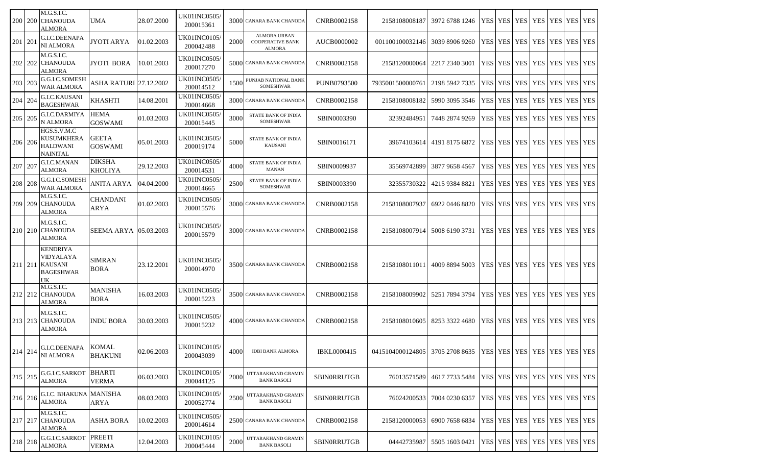| | | | | | | | | | | | | | | | | | |
|---|---|---|---|---|---|---|---|---|---|---|---|---|---|---|---|---|---|
| 200 | 200 | M.G.S.I.C. CHANOUDA ALMORA | UMA | 28.07.2000 | UK01INC0505/200015361 | 3000 | CANARA BANK CHANODA | CNRB0002158 | 2158108008187 | 3972 6788 1246 | YES | YES | YES | YES | YES | YES | YES |
| 201 | 201 | G.I.C.DEENAPANI ALMORA | JYOTI ARYA | 01.02.2003 | UK01INC0105/200042488 | 2000 | ALMORA URBAN COOPERATIVE BANK ALMORA | AUCB0000002 | 001100100032146 | 3039 8906 9260 | YES | YES | YES | YES | YES | YES | YES |
| 202 | 202 | M.G.S.I.C. CHANOUDA ALMORA | JYOTI BORA | 10.01.2003 | UK01INC0505/200017270 | 5000 | CANARA BANK CHANODA | CNRB0002158 | 2158120000064 | 2217 2340 3001 | YES | YES | YES | YES | YES | YES | YES |
| 203 | 203 | G.G.I.C.SOMESHWAR ALMORA | ASHA RATURI | 27.12.2002 | UK01INC0505/200014512 | 1500 | PUNJAB NATIONAL BANK SOMESHWAR | PUNB0793500 | 7935001500000761 | 2198 5942 7335 | YES | YES | YES | YES | YES | YES | YES |
| 204 | 204 | G.I.C.KAUSANI BAGESHWAR | KHASHTI | 14.08.2001 | UK01INC0505/200014668 | 3000 | CANARA BANK CHANODA | CNRB0002158 | 2158108008182 | 5990 3095 3546 | YES | YES | YES | YES | YES | YES | YES |
| 205 | 205 | G.I.C.DARMIYAN ALMORA | HEMA GOSWAMI | 01.03.2003 | UK01INC0505/200015445 | 3000 | STATE BANK OF INDIA SOMESHWAR | SBIN0003390 | 32392484951 | 7448 2874 9269 | YES | YES | YES | YES | YES | YES | YES |
| 206 | 206 | HGS.S.V.M.C KUSUMKHERA HALDWANI NAINITAL | GEETA GOSWAMI | 05.01.2003 | UK01INC0505/200019174 | 5000 | STATE BANK OF INDIA KAUSANI | SBIN0016171 | 39674103614 | 4191 8175 6872 | YES | YES | YES | YES | YES | YES | YES |
| 207 | 207 | G.I.C.MANAN ALMORA | DIKSHA KHOLIYA | 29.12.2003 | UK01INC0505/200014531 | 4000 | STATE BANK OF INDIA MANAN | SBIN0009937 | 35569742899 | 3877 9658 4567 | YES | YES | YES | YES | YES | YES | YES |
| 208 | 208 | G.G.I.C.SOMESHWAR ALMORA | ANITA ARYA | 04.04.2000 | UK01INC0505/200014665 | 2500 | STATE BANK OF INDIA SOMESHWAR | SBIN0003390 | 32355730322 | 4215 9384 8821 | YES | YES | YES | YES | YES | YES | YES |
| 209 | 209 | M.G.S.I.C. CHANOUDA ALMORA | CHANDANI ARYA | 01.02.2003 | UK01INC0505/200015576 | 3000 | CANARA BANK CHANODA | CNRB0002158 | 2158108007937 | 6922 0446 8820 | YES | YES | YES | YES | YES | YES | YES |
| 210 | 210 | M.G.S.I.C. CHANOUDA ALMORA | SEEMA ARYA | 05.03.2003 | UK01INC0505/200015579 | 3000 | CANARA BANK CHANODA | CNRB0002158 | 2158108007914 | 5008 6190 3731 | YES | YES | YES | YES | YES | YES | YES |
| 211 | 211 | KENDRIYA VIDYALAYA KAUSANI BAGESHWAR UK | SIMRAN BORA | 23.12.2001 | UK01INC0505/200014970 | 3500 | CANARA BANK CHANODA | CNRB0002158 | 2158108011011 | 4009 8894 5003 | YES | YES | YES | YES | YES | YES | YES |
| 212 | 212 | M.G.S.I.C. CHANOUDA ALMORA | MANISHA BORA | 16.03.2003 | UK01INC0505/200015223 | 3500 | CANARA BANK CHANODA | CNRB0002158 | 2158108009902 | 5251 7894 3794 | YES | YES | YES | YES | YES | YES | YES |
| 213 | 213 | M.G.S.I.C. CHANOUDA ALMORA | INDU BORA | 30.03.2003 | UK01INC0505/200015232 | 4000 | CANARA BANK CHANODA | CNRB0002158 | 2158108010605 | 8253 3322 4680 | YES | YES | YES | YES | YES | YES | YES |
| 214 | 214 | G.I.C.DEENAPANI ALMORA | KOMAL BHAKUNI | 02.06.2003 | UK01INC0105/200043039 | 4000 | IDBI BANK ALMORA | IBKL0000415 | 0415104000124805 | 3705 2708 8635 | YES | YES | YES | YES | YES | YES | YES |
| 215 | 215 | G.G.I.C.SARKOT ALMORA | BHARTI VERMA | 06.03.2003 | UK01INC0105/200044125 | 2000 | UTTARAKHAND GRAMIN BANK BASOLI | SBIN0RRUTGB | 76013571589 | 4617 7733 5484 | YES | YES | YES | YES | YES | YES | YES |
| 216 | 216 | G.I.C. BHAKUNA ALMORA | MANISHA ARYA | 08.03.2003 | UK01INC0105/200052774 | 2500 | UTTARAKHAND GRAMIN BANK BASOLI | SBIN0RRUTGB | 76024200533 | 7004 0230 6357 | YES | YES | YES | YES | YES | YES | YES |
| 217 | 217 | M.G.S.I.C. CHANOUDA ALMORA | ASHA BORA | 10.02.2003 | UK01INC0505/200014614 | 2500 | CANARA BANK CHANODA | CNRB0002158 | 2158120000053 | 6900 7658 6834 | YES | YES | YES | YES | YES | YES | YES |
| 218 | 218 | G.G.I.C.SARKOT ALMORA | PREETI VERMA | 12.04.2003 | UK01INC0105/200045444 | 2000 | UTTARAKHAND GRAMIN BANK BASOLI | SBIN0RRUTGB | 04442735987 | 5505 1603 0421 | YES | YES | YES | YES | YES | YES | YES |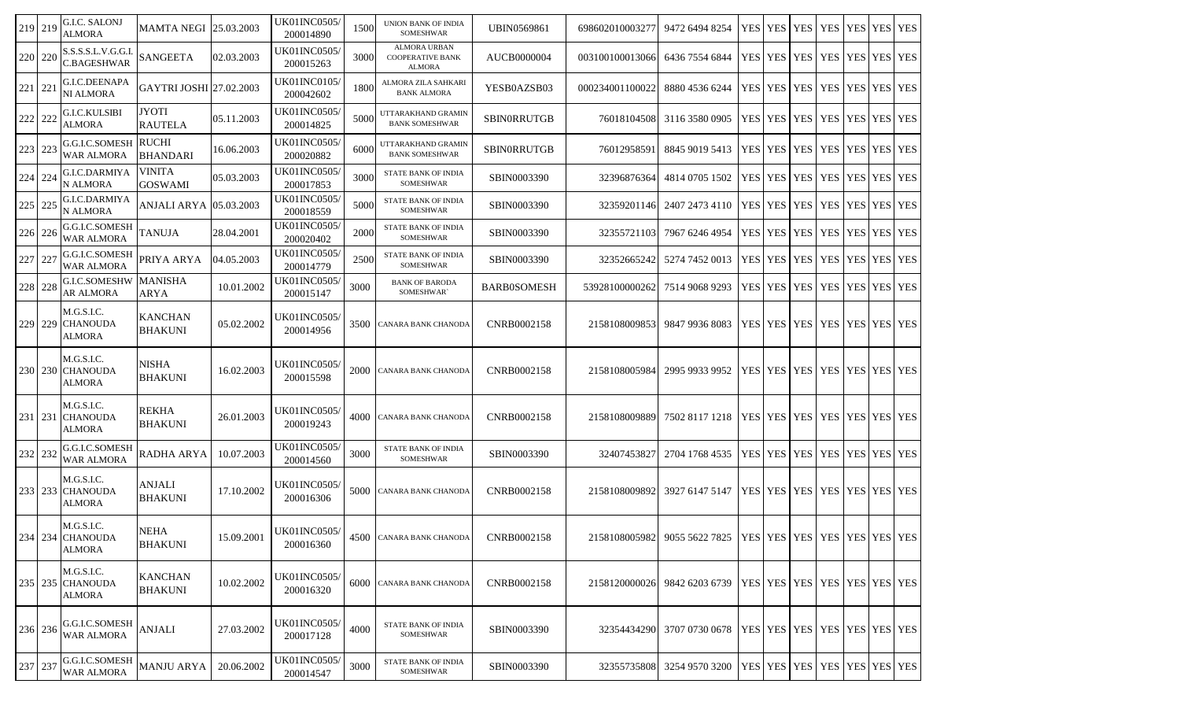| 219 | 219 | G.I.C. SALONJ ALMORA | MAMTA NEGI | 25.03.2003 | UK01INC0505/200014890 | 1500 | UNION BANK OF INDIA SOMESHWAR | UBIN0569861 | 698602010003277 | 9472 6494 8254 | YES | YES | YES | YES | YES | YES | YES |
|---|---|---|---|---|---|---|---|---|---|---|---|---|---|---|---|---|---|
| 220 | 220 | S.S.S.S.L.V.G.G.I.C.BAGESHWAR | SANGEETA | 02.03.2003 | UK01INC0505/200015263 | 3000 | ALMORA URBAN COOPERATIVE BANK ALMORA | AUCB0000004 | 003100100013066 | 6436 7554 6844 | YES | YES | YES | YES | YES | YES | YES |
| 221 | 221 | G.I.C.DEENAPANI ALMORA | GAYTRI JOSHI | 27.02.2003 | UK01INC0105/200042602 | 1800 | ALMORA ZILA SAHKARI BANK ALMORA | YESB0AZSB03 | 000234001100022 | 8880 4536 6244 | YES | YES | YES | YES | YES | YES | YES |
| 222 | 222 | G.I.C.KULSIBI ALMORA | JYOTI RAUTELA | 05.11.2003 | UK01INC0505/200014825 | 5000 | UTTARAKHAND GRAMIN BANK SOMESHWAR | SBIN0RRUTGB | 76018104508 | 3116 3580 0905 | YES | YES | YES | YES | YES | YES | YES |
| 223 | 223 | G.G.I.C.SOMESHWAR ALMORA | RUCHI BHANDARI | 16.06.2003 | UK01INC0505/200020882 | 6000 | UTTARAKHAND GRAMIN BANK SOMESHWAR | SBIN0RRUTGB | 76012958591 | 8845 9019 5413 | YES | YES | YES | YES | YES | YES | YES |
| 224 | 224 | G.I.C.DARMIYAN ALMORA | VINITA GOSWAMI | 05.03.2003 | UK01INC0505/200017853 | 3000 | STATE BANK OF INDIA SOMESHWAR | SBIN0003390 | 32396876364 | 4814 0705 1502 | YES | YES | YES | YES | YES | YES | YES |
| 225 | 225 | G.I.C.DARMIYAN ALMORA | ANJALI ARYA | 05.03.2003 | UK01INC0505/200018559 | 5000 | STATE BANK OF INDIA SOMESHWAR | SBIN0003390 | 32359201146 | 2407 2473 4110 | YES | YES | YES | YES | YES | YES | YES |
| 226 | 226 | G.G.I.C.SOMESHWAR ALMORA | TANUJA | 28.04.2001 | UK01INC0505/200020402 | 2000 | STATE BANK OF INDIA SOMESHWAR | SBIN0003390 | 32355721103 | 7967 6246 4954 | YES | YES | YES | YES | YES | YES | YES |
| 227 | 227 | G.G.I.C.SOMESHWAR ALMORA | PRIYA ARYA | 04.05.2003 | UK01INC0505/200014779 | 2500 | STATE BANK OF INDIA SOMESHWAR | SBIN0003390 | 32352665242 | 5274 7452 0013 | YES | YES | YES | YES | YES | YES | YES |
| 228 | 228 | G.I.C.SOMESHWAR ALMORA | MANISHA ARYA | 10.01.2002 | UK01INC0505/200015147 | 3000 | BANK OF BARODA SOMESHWAR` | BARB0SOMESH | 53928100000262 | 7514 9068 9293 | YES | YES | YES | YES | YES | YES | YES |
| 229 | 229 | M.G.S.I.C. CHANOUDA ALMORA | KANCHAN BHAKUNI | 05.02.2002 | UK01INC0505/200014956 | 3500 | CANARA BANK CHANODA | CNRB0002158 | 2158108009853 | 9847 9936 8083 | YES | YES | YES | YES | YES | YES | YES |
| 230 | 230 | M.G.S.I.C. CHANOUDA ALMORA | NISHA BHAKUNI | 16.02.2003 | UK01INC0505/200015598 | 2000 | CANARA BANK CHANODA | CNRB0002158 | 2158108005984 | 2995 9933 9952 | YES | YES | YES | YES | YES | YES | YES |
| 231 | 231 | M.G.S.I.C. CHANOUDA ALMORA | REKHA BHAKUNI | 26.01.2003 | UK01INC0505/200019243 | 4000 | CANARA BANK CHANODA | CNRB0002158 | 2158108009889 | 7502 8117 1218 | YES | YES | YES | YES | YES | YES | YES |
| 232 | 232 | G.G.I.C.SOMESHWAR ALMORA | RADHA ARYA | 10.07.2003 | UK01INC0505/200014560 | 3000 | STATE BANK OF INDIA SOMESHWAR | SBIN0003390 | 32407453827 | 2704 1768 4535 | YES | YES | YES | YES | YES | YES | YES |
| 233 | 233 | M.G.S.I.C. CHANOUDA ALMORA | ANJALI BHAKUNI | 17.10.2002 | UK01INC0505/200016306 | 5000 | CANARA BANK CHANODA | CNRB0002158 | 2158108009892 | 3927 6147 5147 | YES | YES | YES | YES | YES | YES | YES |
| 234 | 234 | M.G.S.I.C. CHANOUDA ALMORA | NEHA BHAKUNI | 15.09.2001 | UK01INC0505/200016360 | 4500 | CANARA BANK CHANODA | CNRB0002158 | 2158108005982 | 9055 5622 7825 | YES | YES | YES | YES | YES | YES | YES |
| 235 | 235 | M.G.S.I.C. CHANOUDA ALMORA | KANCHAN BHAKUNI | 10.02.2002 | UK01INC0505/200016320 | 6000 | CANARA BANK CHANODA | CNRB0002158 | 2158120000026 | 9842 6203 6739 | YES | YES | YES | YES | YES | YES | YES |
| 236 | 236 | G.G.I.C.SOMESHWAR ALMORA | ANJALI | 27.03.2002 | UK01INC0505/200017128 | 4000 | STATE BANK OF INDIA SOMESHWAR | SBIN0003390 | 32354434290 | 3707 0730 0678 | YES | YES | YES | YES | YES | YES | YES |
| 237 | 237 | G.G.I.C.SOMESHWAR ALMORA | MANJU ARYA | 20.06.2002 | UK01INC0505/200014547 | 3000 | STATE BANK OF INDIA SOMESHWAR | SBIN0003390 | 32355735808 | 3254 9570 3200 | YES | YES | YES | YES | YES | YES | YES |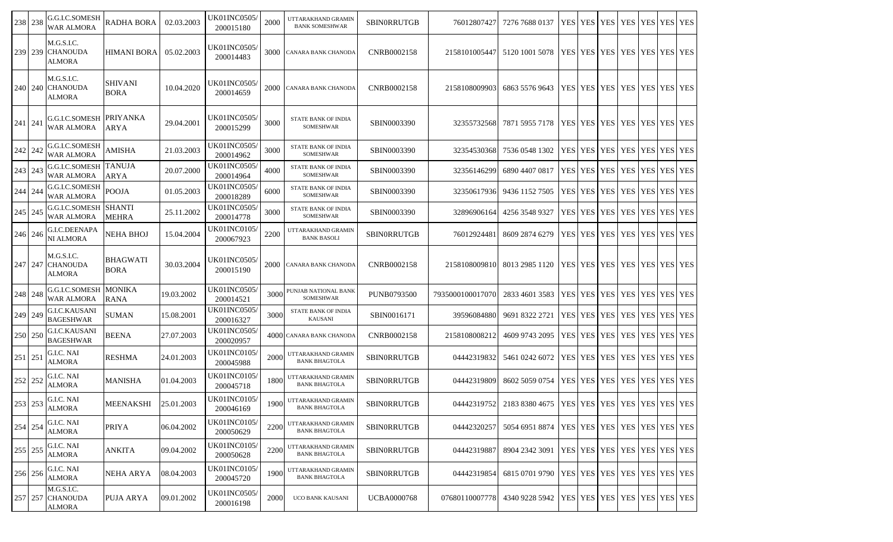| | | | | | | | | | | | | | | | | | |
|---|---|---|---|---|---|---|---|---|---|---|---|---|---|---|---|---|---|
| 238 | 238 | G.G.I.C.SOMESH WAR ALMORA | RADHA BORA | 02.03.2003 | UK01INC0505/ 200015180 | 2000 | UTTARAKHAND GRAMIN BANK SOMESHWAR | SBIN0RRUTGB | 76012807427 | 7276 7688 0137 | YES | YES | YES | YES | YES | YES | YES |
| 239 | 239 | M.G.S.I.C. CHANOUDA ALMORA | HIMANI BORA | 05.02.2003 | UK01INC0505/ 200014483 | 3000 | CANARA BANK CHANODA | CNRB0002158 | 2158101005447 | 5120 1001 5078 | YES | YES | YES | YES | YES | YES | YES |
| 240 | 240 | M.G.S.I.C. CHANOUDA ALMORA | SHIVANI BORA | 10.04.2020 | UK01INC0505/ 200014659 | 2000 | CANARA BANK CHANODA | CNRB0002158 | 2158108009903 | 6863 5576 9643 | YES | YES | YES | YES | YES | YES | YES |
| 241 | 241 | G.G.I.C.SOMESH WAR ALMORA | PRIYANKA ARYA | 29.04.2001 | UK01INC0505/ 200015299 | 3000 | STATE BANK OF INDIA SOMESHWAR | SBIN0003390 | 32355732568 | 7871 5955 7178 | YES | YES | YES | YES | YES | YES | YES |
| 242 | 242 | G.G.I.C.SOMESH WAR ALMORA | AMISHA | 21.03.2003 | UK01INC0505/ 200014962 | 3000 | STATE BANK OF INDIA SOMESHWAR | SBIN0003390 | 32354530368 | 7536 0548 1302 | YES | YES | YES | YES | YES | YES | YES |
| 243 | 243 | G.G.I.C.SOMESH WAR ALMORA | TANUJA ARYA | 20.07.2000 | UK01INC0505/ 200014964 | 4000 | STATE BANK OF INDIA SOMESHWAR | SBIN0003390 | 32356146299 | 6890 4407 0817 | YES | YES | YES | YES | YES | YES | YES |
| 244 | 244 | G.G.I.C.SOMESH WAR ALMORA | POOJA | 01.05.2003 | UK01INC0505/ 200018289 | 6000 | STATE BANK OF INDIA SOMESHWAR | SBIN0003390 | 32350617936 | 9436 1152 7505 | YES | YES | YES | YES | YES | YES | YES |
| 245 | 245 | G.G.I.C.SOMESH WAR ALMORA | SHANTI MEHRA | 25.11.2002 | UK01INC0505/ 200014778 | 3000 | STATE BANK OF INDIA SOMESHWAR | SBIN0003390 | 32896906164 | 4256 3548 9327 | YES | YES | YES | YES | YES | YES | YES |
| 246 | 246 | G.I.C.DEENAPA NI ALMORA | NEHA BHOJ | 15.04.2004 | UK01INC0105/ 200067923 | 2200 | UTTARAKHAND GRAMIN BANK BASOLI | SBIN0RRUTGB | 76012924481 | 8609 2874 6279 | YES | YES | YES | YES | YES | YES | YES |
| 247 | 247 | M.G.S.I.C. CHANOUDA ALMORA | BHAGWATI BORA | 30.03.2004 | UK01INC0505/ 200015190 | 2000 | CANARA BANK CHANODA | CNRB0002158 | 2158108009810 | 8013 2985 1120 | YES | YES | YES | YES | YES | YES | YES |
| 248 | 248 | G.G.I.C.SOMESH WAR ALMORA | MONIKA RANA | 19.03.2002 | UK01INC0505/ 200014521 | 3000 | PUNJAB NATIONAL BANK SOMESHWAR | PUNB0793500 | 7935000100017070 | 2833 4601 3583 | YES | YES | YES | YES | YES | YES | YES |
| 249 | 249 | G.I.C.KAUSANI BAGESHWAR | SUMAN | 15.08.2001 | UK01INC0505/ 200016327 | 3000 | STATE BANK OF INDIA KAUSANI | SBIN0016171 | 39596084880 | 9691 8322 2721 | YES | YES | YES | YES | YES | YES | YES |
| 250 | 250 | G.I.C.KAUSANI BAGESHWAR | BEENA | 27.07.2003 | UK01INC0505/ 200020957 | 4000 | CANARA BANK CHANODA | CNRB0002158 | 2158108008212 | 4609 9743 2095 | YES | YES | YES | YES | YES | YES | YES |
| 251 | 251 | G.I.C. NAI ALMORA | RESHMA | 24.01.2003 | UK01INC0105/ 200045988 | 2000 | UTTARAKHAND GRAMIN BANK BHAGTOLA | SBIN0RRUTGB | 04442319832 | 5461 0242 6072 | YES | YES | YES | YES | YES | YES | YES |
| 252 | 252 | G.I.C. NAI ALMORA | MANISHA | 01.04.2003 | UK01INC0105/ 200045718 | 1800 | UTTARAKHAND GRAMIN BANK BHAGTOLA | SBIN0RRUTGB | 04442319809 | 8602 5059 0754 | YES | YES | YES | YES | YES | YES | YES |
| 253 | 253 | G.I.C. NAI ALMORA | MEENAKSHI | 25.01.2003 | UK01INC0105/ 200046169 | 1900 | UTTARAKHAND GRAMIN BANK BHAGTOLA | SBIN0RRUTGB | 04442319752 | 2183 8380 4675 | YES | YES | YES | YES | YES | YES | YES |
| 254 | 254 | G.I.C. NAI ALMORA | PRIYA | 06.04.2002 | UK01INC0105/ 200050629 | 2200 | UTTARAKHAND GRAMIN BANK BHAGTOLA | SBIN0RRUTGB | 04442320257 | 5054 6951 8874 | YES | YES | YES | YES | YES | YES | YES |
| 255 | 255 | G.I.C. NAI ALMORA | ANKITA | 09.04.2002 | UK01INC0105/ 200050628 | 2200 | UTTARAKHAND GRAMIN BANK BHAGTOLA | SBIN0RRUTGB | 04442319887 | 8904 2342 3091 | YES | YES | YES | YES | YES | YES | YES |
| 256 | 256 | G.I.C. NAI ALMORA | NEHA ARYA | 08.04.2003 | UK01INC0105/ 200045720 | 1900 | UTTARAKHAND GRAMIN BANK BHAGTOLA | SBIN0RRUTGB | 04442319854 | 6815 0701 9790 | YES | YES | YES | YES | YES | YES | YES |
| 257 | 257 | M.G.S.I.C. CHANOUDA ALMORA | PUJA ARYA | 09.01.2002 | UK01INC0505/ 200016198 | 2000 | UCO BANK KAUSANI | UCBA0000768 | 07680110007778 | 4340 9228 5942 | YES | YES | YES | YES | YES | YES | YES |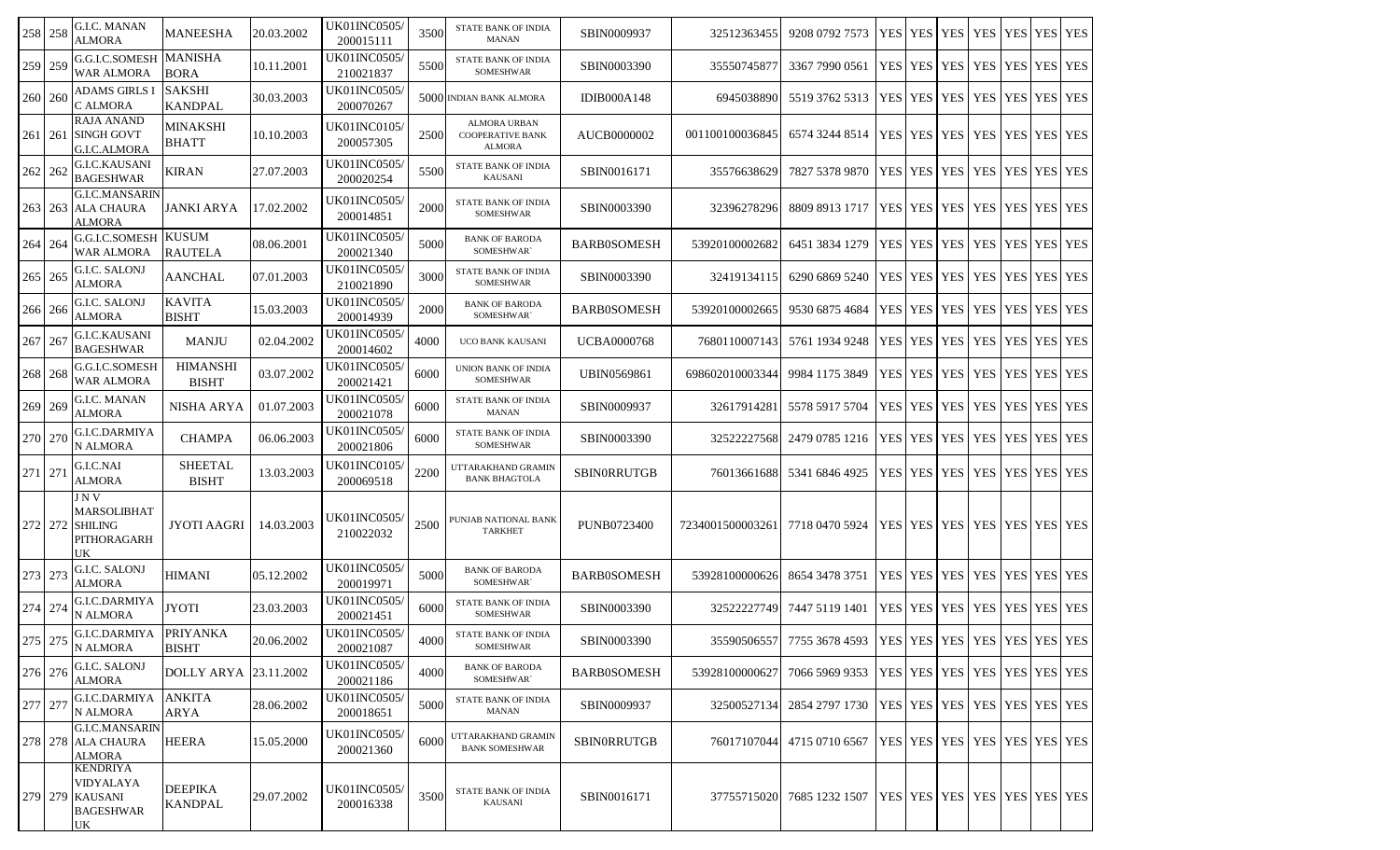| 258 | 258 | G.I.C. MANAN ALMORA | MANEESHA | 20.03.2002 | UK01INC0505/200015111 | 3500 | STATE BANK OF INDIA MANAN | SBIN0009937 | 32512363455 | 9208 0792 7573 | YES | YES | YES | YES | YES | YES | YES |
|---|---|---|---|---|---|---|---|---|---|---|---|---|---|---|---|---|---|
| 259 | 259 | G.G.I.C.SOMESHWAR ALMORA | MANISHA BORA | 10.11.2001 | UK01INC0505/210021837 | 5500 | STATE BANK OF INDIA SOMESHWAR | SBIN0003390 | 35550745877 | 3367 7990 0561 | YES | YES | YES | YES | YES | YES | YES |
| 260 | 260 | ADAMS GIRLS I C ALMORA | SAKSHI KANDPAL | 30.03.2003 | UK01INC0505/200070267 | 5000 | INDIAN BANK ALMORA | IDIB000A148 | 6945038890 | 5519 3762 5313 | YES | YES | YES | YES | YES | YES | YES |
| 261 | 261 | RAJA ANAND SINGH GOVT G.I.C.ALMORA | MINAKSHI BHATT | 10.10.2003 | UK01INC0105/200057305 | 2500 | ALMORA URBAN COOPERATIVE BANK ALMORA | AUCB0000002 | 001100100036845 | 6574 3244 8514 | YES | YES | YES | YES | YES | YES | YES |
| 262 | 262 | G.I.C.KAUSANI BAGESHWAR | KIRAN | 27.07.2003 | UK01INC0505/200020254 | 5500 | STATE BANK OF INDIA KAUSANI | SBIN0016171 | 35576638629 | 7827 5378 9870 | YES | YES | YES | YES | YES | YES | YES |
| 263 | 263 | G.I.C.MANSARINALA CHAURA ALMORA | JANKI ARYA | 17.02.2002 | UK01INC0505/200014851 | 2000 | STATE BANK OF INDIA SOMESHWAR | SBIN0003390 | 32396278296 | 8809 8913 1717 | YES | YES | YES | YES | YES | YES | YES |
| 264 | 264 | G.G.I.C.SOMESHWAR ALMORA | KUSUM RAUTELA | 08.06.2001 | UK01INC0505/200021340 | 5000 | BANK OF BARODA SOMESHWAR` | BARB0SOMESH | 53920100002682 | 6451 3834 1279 | YES | YES | YES | YES | YES | YES | YES |
| 265 | 265 | G.I.C. SALONJ ALMORA | AANCHAL | 07.01.2003 | UK01INC0505/210021890 | 3000 | STATE BANK OF INDIA SOMESHWAR | SBIN0003390 | 32419134115 | 6290 6869 5240 | YES | YES | YES | YES | YES | YES | YES |
| 266 | 266 | G.I.C. SALONJ ALMORA | KAVITA BISHT | 15.03.2003 | UK01INC0505/200014939 | 2000 | BANK OF BARODA SOMESHWAR` | BARB0SOMESH | 53920100002665 | 9530 6875 4684 | YES | YES | YES | YES | YES | YES | YES |
| 267 | 267 | G.I.C.KAUSANI BAGESHWAR | MANJU | 02.04.2002 | UK01INC0505/200014602 | 4000 | UCO BANK KAUSANI | UCBA0000768 | 7680110007143 | 5761 1934 9248 | YES | YES | YES | YES | YES | YES | YES |
| 268 | 268 | G.G.I.C.SOMESHWAR ALMORA | HIMANSHI BISHT | 03.07.2002 | UK01INC0505/200021421 | 6000 | UNION BANK OF INDIA SOMESHWAR | UBIN0569861 | 698602010003344 | 9984 1175 3849 | YES | YES | YES | YES | YES | YES | YES |
| 269 | 269 | G.I.C. MANAN ALMORA | NISHA ARYA | 01.07.2003 | UK01INC0505/200021078 | 6000 | STATE BANK OF INDIA MANAN | SBIN0009937 | 32617914281 | 5578 5917 5704 | YES | YES | YES | YES | YES | YES | YES |
| 270 | 270 | G.I.C.DARMIYAN ALMORA | CHAMPA | 06.06.2003 | UK01INC0505/200021806 | 6000 | STATE BANK OF INDIA SOMESHWAR | SBIN0003390 | 32522227568 | 2479 0785 1216 | YES | YES | YES | YES | YES | YES | YES |
| 271 | 271 | G.I.C.NAI ALMORA | SHEETAL BISHT | 13.03.2003 | UK01INC0105/200069518 | 2200 | UTTARAKHAND GRAMIN BANK BHAGTOLA | SBIN0RRUTGB | 76013661688 | 5341 6846 4925 | YES | YES | YES | YES | YES | YES | YES |
| 272 | 272 | J N V MARSOLIBHAT SHILING PITHORAGARH UK | JYOTI AAGRI | 14.03.2003 | UK01INC0505/210022032 | 2500 | PUNJAB NATIONAL BANK TARKHET | PUNB0723400 | 7234001500003261 | 7718 0470 5924 | YES | YES | YES | YES | YES | YES | YES |
| 273 | 273 | G.I.C. SALONJ ALMORA | HIMANI | 05.12.2002 | UK01INC0505/200019971 | 5000 | BANK OF BARODA SOMESHWAR` | BARB0SOMESH | 53928100000626 | 8654 3478 3751 | YES | YES | YES | YES | YES | YES | YES |
| 274 | 274 | G.I.C.DARMIYAN ALMORA | JYOTI | 23.03.2003 | UK01INC0505/200021451 | 6000 | STATE BANK OF INDIA SOMESHWAR | SBIN0003390 | 32522227749 | 7447 5119 1401 | YES | YES | YES | YES | YES | YES | YES |
| 275 | 275 | G.I.C.DARMIYAN ALMORA | PRIYANKA BISHT | 20.06.2002 | UK01INC0505/200021087 | 4000 | STATE BANK OF INDIA SOMESHWAR | SBIN0003390 | 35590506557 | 7755 3678 4593 | YES | YES | YES | YES | YES | YES | YES |
| 276 | 276 | G.I.C. SALONJ ALMORA | DOLLY ARYA | 23.11.2002 | UK01INC0505/200021186 | 4000 | BANK OF BARODA SOMESHWAR` | BARB0SOMESH | 53928100000627 | 7066 5969 9353 | YES | YES | YES | YES | YES | YES | YES |
| 277 | 277 | G.I.C.DARMIYAN ALMORA | ANKITA ARYA | 28.06.2002 | UK01INC0505/200018651 | 5000 | STATE BANK OF INDIA MANAN | SBIN0009937 | 32500527134 | 2854 2797 1730 | YES | YES | YES | YES | YES | YES | YES |
| 278 | 278 | G.I.C.MANSARINALA CHAURA ALMORA | HEERA | 15.05.2000 | UK01INC0505/200021360 | 6000 | UTTARAKHAND GRAMIN BANK SOMESHWAR | SBIN0RRUTGB | 76017107044 | 4715 0710 6567 | YES | YES | YES | YES | YES | YES | YES |
| 279 | 279 | KENDRIYA VIDYALAYA KAUSANI BAGESHWAR UK | DEEPIKA KANDPAL | 29.07.2002 | UK01INC0505/200016338 | 3500 | STATE BANK OF INDIA KAUSANI | SBIN0016171 | 37755715020 | 7685 1232 1507 | YES | YES | YES | YES | YES | YES | YES |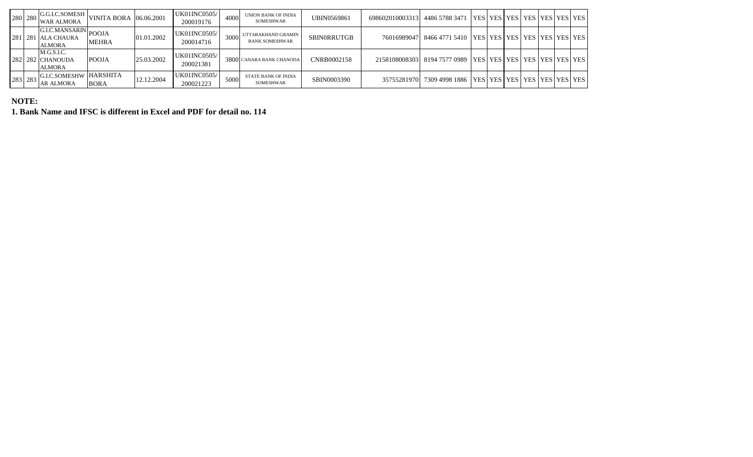| | | | | | | | | | | | | | | | | | |
|---|---|---|---|---|---|---|---|---|---|---|---|---|---|---|---|---|---|
| 280 | 280 | G.G.I.C.SOMESHWAR ALMORA | VINITA BORA | 06.06.2001 | UK01INC0505/200019176 | 4000 | UNION BANK OF INDIA SOMESHWAR | UBIN0569861 | 698602010003313 | 4486 5788 3471 | YES | YES | YES | YES | YES | YES | YES |
| 281 | 281 | G.I.C.MANSARINALA CHAURA ALMORA | POOJA MEHRA | 01.01.2002 | UK01INC0505/200014716 | 3000 | UTTARAKHAND GRAMIN BANK SOMESHWAR | SBIN0RRUTGB | 76016989047 | 8466 4771 5410 | YES | YES | YES | YES | YES | YES | YES |
| 282 | 282 | M.G.S.I.C. CHANOUDA ALMORA | POOJA | 25.03.2002 | UK01INC0505/200021381 | 3800 | CANARA BANK CHANODA | CNRB0002158 | 2158108008303 | 8194 7577 0989 | YES | YES | YES | YES | YES | YES | YES |
| 283 | 283 | G.I.C.SOMESHWAR ALMORA | HARSHITA BORA | 12.12.2004 | UK01INC0505/200021223 | 5000 | STATE BANK OF INDIA SOMESHWAR | SBIN0003390 | 35755281970 | 7309 4998 1886 | YES | YES | YES | YES | YES | YES | YES |

**NOTE:**

**1. Bank Name and IFSC is different in Excel and PDF for detail no. 114**